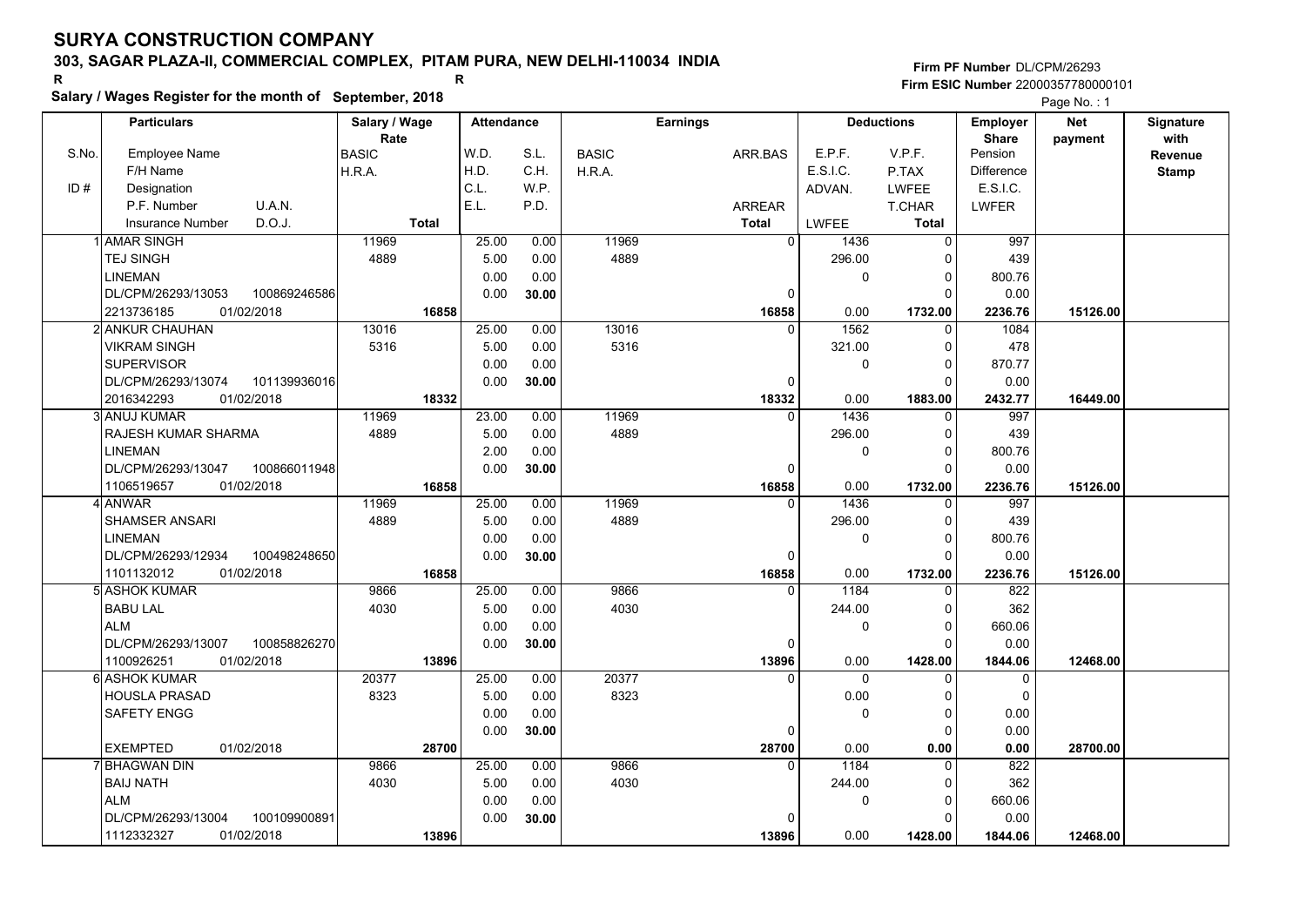# SURYA CONSTRUCTION COMPANY

## 303, SAGAR PLAZA-II, COMMERCIAL COMPLEX, PITAM PURA, NEW DELHI-110034 INDIA

**Salary / Wages Register for the month of September, 2018**

Firm PF Number DL/CPM/26293
Firm ESIC Number 22000357780000101

| S.No. / ID # | Particulars: Employee Name / F/H Name / Designation / P.F. Number, U.A.N. / Insurance Number, D.O.J. | Salary / Wage Rate: BASIC / H.R.A. / Total | Attendance: W.D. / H.D. / C.L. / E.L. | Attendance: S.L. / C.H. / W.P. / P.D. | Earnings: BASIC / H.R.A. | Earnings: ARR.BAS / ARREAR / Total | Deductions: E.P.F. / E.S.I.C. / ADVAN. / LWFEE | Deductions: V.P.F. / P.TAX / LWFEE / T.CHAR / Total | Employer Share: Pension / Difference / E.S.I.C. / LWFER | Net payment | Signature with Revenue Stamp |
|---|---|---|---|---|---|---|---|---|---|---|---|
| 1 | AMAR SINGH<br>TEJ SINGH<br>LINEMAN<br>DL/CPM/26293/13053 100869246586<br>2213736185 01/02/2018 | 11969<br>4889<br>16858 | 25.00<br>5.00<br>0.00<br>0.00 | 0.00<br>0.00<br>0.00<br>30.00 | 11969<br>4889 | 0<br>0<br>16858 | 1436<br>296.00<br>0<br>0.00 | 0<br>0<br>0<br>0<br>1732.00 | 997<br>439<br>800.76<br>0.00<br>2236.76 | 15126.00 | |
| 2 | ANKUR CHAUHAN<br>VIKRAM SINGH<br>SUPERVISOR<br>DL/CPM/26293/13074 101139936016<br>2016342293 01/02/2018 | 13016<br>5316<br>18332 | 25.00<br>5.00<br>0.00<br>0.00 | 0.00<br>0.00<br>0.00<br>30.00 | 13016<br>5316 | 0<br>0<br>18332 | 1562<br>321.00<br>0<br>0.00 | 0<br>0<br>0<br>0<br>1883.00 | 1084<br>478<br>870.77<br>0.00<br>2432.77 | 16449.00 | |
| 3 | ANUJ KUMAR<br>RAJESH KUMAR SHARMA<br>LINEMAN<br>DL/CPM/26293/13047 100866011948<br>1106519657 01/02/2018 | 11969<br>4889<br>16858 | 23.00<br>5.00<br>2.00<br>0.00 | 0.00<br>0.00<br>0.00<br>30.00 | 11969<br>4889 | 0<br>0<br>16858 | 1436<br>296.00<br>0<br>0.00 | 0<br>0<br>0<br>0<br>1732.00 | 997<br>439<br>800.76<br>0.00<br>2236.76 | 15126.00 | |
| 4 | ANWAR<br>SHAMSER ANSARI<br>LINEMAN<br>DL/CPM/26293/12934 100498248650<br>1101132012 01/02/2018 | 11969<br>4889<br>16858 | 25.00<br>5.00<br>0.00<br>0.00 | 0.00<br>0.00<br>0.00<br>30.00 | 11969<br>4889 | 0<br>0<br>16858 | 1436<br>296.00<br>0<br>0.00 | 0<br>0<br>0<br>0<br>1732.00 | 997<br>439<br>800.76<br>0.00<br>2236.76 | 15126.00 | |
| 5 | ASHOK KUMAR<br>BABU LAL<br>ALM<br>DL/CPM/26293/13007 100858826270<br>1100926251 01/02/2018 | 9866<br>4030<br>13896 | 25.00<br>5.00<br>0.00<br>0.00 | 0.00<br>0.00<br>0.00<br>30.00 | 9866<br>4030 | 0<br>0<br>13896 | 1184<br>244.00<br>0<br>0.00 | 0<br>0<br>0<br>0<br>1428.00 | 822<br>362<br>660.06<br>0.00<br>1844.06 | 12468.00 | |
| 6 | ASHOK KUMAR<br>HOUSLA PRASAD<br>SAFETY ENGG<br><br>EXEMPTED 01/02/2018 | 20377<br>8323<br>28700 | 25.00<br>5.00<br>0.00<br>0.00 | 0.00<br>0.00<br>0.00<br>30.00 | 20377<br>8323 | 0<br>0<br>28700 | 0<br>0.00<br>0<br>0.00 | 0<br>0<br>0<br>0<br>0.00 | 0<br>0<br>0.00<br>0.00<br>0.00 | 28700.00 | |
| 7 | BHAGWAN DIN<br>BAIJ NATH<br>ALM<br>DL/CPM/26293/13004 100109900891<br>1112332327 01/02/2018 | 9866<br>4030<br>13896 | 25.00<br>5.00<br>0.00<br>0.00 | 0.00<br>0.00<br>0.00<br>30.00 | 9866<br>4030 | 0<br>0<br>13896 | 1184<br>244.00<br>0<br>0.00 | 0<br>0<br>0<br>0<br>1428.00 | 822<br>362<br>660.06<br>0.00<br>1844.06 | 12468.00 | |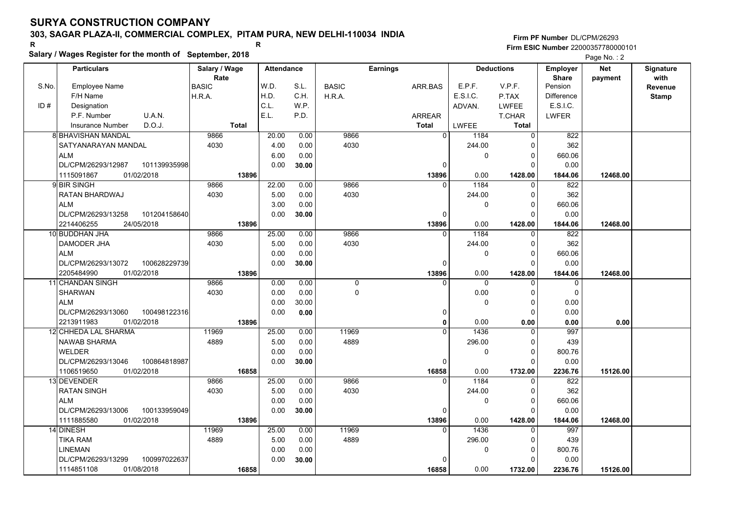# SURYA CONSTRUCTION COMPANY

**303, SAGAR PLAZA-II, COMMERCIAL COMPLEX, PITAM PURA, NEW DELHI-110034 INDIA**

R R

**Salary / Wages Register for the month of September, 2018**

**Firm PF Number** DL/CPM/26293
**Firm ESIC Number** 22000357780000101

Page No. : 2

| S.No. / ID # | Particulars: Employee Name / F/H Name / Designation / P.F. Number / U.A.N. / Insurance Number / D.O.J. | Salary / Wage Rate: BASIC / H.R.A. / Total | Attendance: W.D. / H.D. / C.L. / E.L. | Attendance: S.L. / C.H. / W.P. / P.D. | Earnings: BASIC / H.R.A. | Earnings: ARR.BAS / ARREAR / Total | Deductions: E.P.F. / E.S.I.C. / ADVAN. / LWFEE | Deductions: V.P.F. / P.TAX / LWFEE / T.CHAR / Total | Employer Share: Pension / Difference / E.S.I.C. / LWFER | Net payment | Signature with Revenue Stamp |
|---|---|---|---|---|---|---|---|---|---|---|---|
| 8 | BHAVISHAN MANDAL<br>SATYANARAYAN MANDAL<br>ALM<br>DL/CPM/26293/12987 101139935998<br>1115091867 01/02/2018 | 9866<br>4030<br>13896 | 20.00<br>4.00<br>6.00<br>0.00 | 0.00<br>0.00<br>0.00<br>30.00 | 9866<br>4030 | 0<br>0<br>13896 | 1184<br>244.00<br>0<br>0.00 | 0<br>0<br>0<br>0<br>1428.00 | 822<br>362<br>660.06<br>0.00<br>1844.06 | 12468.00 | |
| 9 | BIR SINGH<br>RATAN BHARDWAJ<br>ALM<br>DL/CPM/26293/13258 101204158640<br>2214406255 24/05/2018 | 9866<br>4030<br>13896 | 22.00<br>5.00<br>3.00<br>0.00 | 0.00<br>0.00<br>0.00<br>30.00 | 9866<br>4030 | 0<br>0<br>13896 | 1184<br>244.00<br>0<br>0.00 | 0<br>0<br>0<br>0<br>1428.00 | 822<br>362<br>660.06<br>0.00<br>1844.06 | 12468.00 | |
| 10 | BUDDHAN JHA<br>DAMODER JHA<br>ALM<br>DL/CPM/26293/13072 100628229739<br>2205484990 01/02/2018 | 9866<br>4030<br>13896 | 25.00<br>5.00<br>0.00<br>0.00 | 0.00<br>0.00<br>0.00<br>30.00 | 9866<br>4030 | 0<br>0<br>13896 | 1184<br>244.00<br>0<br>0.00 | 0<br>0<br>0<br>0<br>1428.00 | 822<br>362<br>660.06<br>0.00<br>1844.06 | 12468.00 | |
| 11 | CHANDAN SINGH<br>SHARWAN<br>ALM<br>DL/CPM/26293/13060 100498122316<br>2213911983 01/02/2018 | 9866<br>4030<br>13896 | 0.00<br>0.00<br>0.00<br>0.00 | 0.00<br>0.00<br>30.00<br>0.00 | 0<br>0 | 0<br>0<br>0 | 0<br>0.00<br>0<br>0.00 | 0<br>0<br>0<br>0<br>0.00 | 0<br>0<br>0.00<br>0.00<br>0.00 | 0.00 | |
| 12 | CHHEDA LAL SHARMA<br>NAWAB SHARMA<br>WELDER<br>DL/CPM/26293/13046 100864818987<br>1106519650 01/02/2018 | 11969<br>4889<br>16858 | 25.00<br>5.00<br>0.00<br>0.00 | 0.00<br>0.00<br>0.00<br>30.00 | 11969<br>4889 | 0<br>0<br>16858 | 1436<br>296.00<br>0<br>0.00 | 0<br>0<br>0<br>0<br>1732.00 | 997<br>439<br>800.76<br>0.00<br>2236.76 | 15126.00 | |
| 13 | DEVENDER<br>RATAN SINGH<br>ALM<br>DL/CPM/26293/13006 100133959049<br>1111885580 01/02/2018 | 9866<br>4030<br>13896 | 25.00<br>5.00<br>0.00<br>0.00 | 0.00<br>0.00<br>0.00<br>30.00 | 9866<br>4030 | 0<br>0<br>13896 | 1184<br>244.00<br>0<br>0.00 | 0<br>0<br>0<br>0<br>1428.00 | 822<br>362<br>660.06<br>0.00<br>1844.06 | 12468.00 | |
| 14 | DINESH<br>TIKA RAM<br>LINEMAN<br>DL/CPM/26293/13299 100997022637<br>1114851108 01/08/2018 | 11969<br>4889<br>16858 | 25.00<br>5.00<br>0.00<br>0.00 | 0.00<br>0.00<br>0.00<br>30.00 | 11969<br>4889 | 0<br>0<br>16858 | 1436<br>296.00<br>0<br>0.00 | 0<br>0<br>0<br>0<br>1732.00 | 997<br>439<br>800.76<br>0.00<br>2236.76 | 15126.00 | |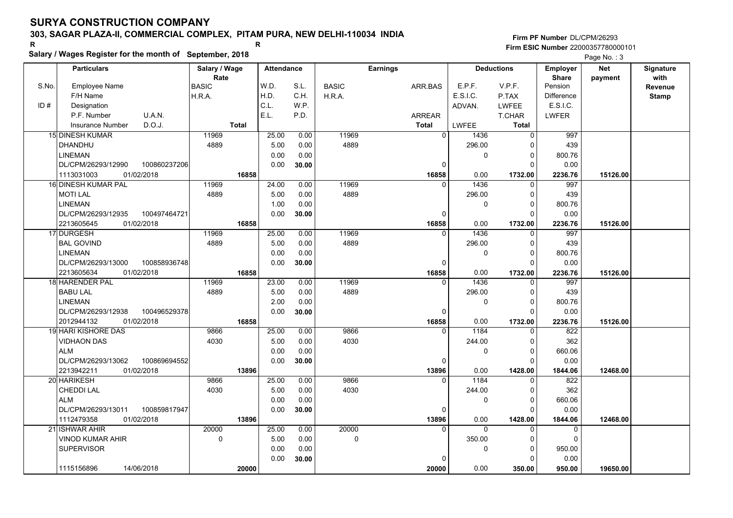# SURYA CONSTRUCTION COMPANY

## 303, SAGAR PLAZA-II, COMMERCIAL COMPLEX, PITAM PURA, NEW DELHI-110034 INDIA

**Salary / Wages Register for the month of September, 2018**

Firm PF Number DL/CPM/26293
Firm ESIC Number 22000357780000101

| S.No. / ID # | Particulars: Employee Name / F/H Name / Designation / P.F. Number, U.A.N. / Insurance Number, D.O.J. | Salary / Wage Rate: BASIC / H.R.A. / Total | Attendance: W.D. / H.D. / C.L. / E.L. | Attendance: S.L. / C.H. / W.P. / P.D. | Earnings: BASIC / H.R.A. | Earnings: ARR.BAS / ARREAR / Total | Deductions: E.P.F. / E.S.I.C. / ADVAN. / LWFEE | Deductions: V.P.F. / P.TAX / LWFEE / T.CHAR / Total | Employer Share: Pension / Difference / E.S.I.C. / LWFER | Net payment | Signature with Revenue Stamp |
|---|---|---|---|---|---|---|---|---|---|---|---|
| 15 | DINESH KUMAR / DHANDHU / LINEMAN / DL/CPM/26293/12990, 100860237206 / 1113031003, 01/02/2018 | 11969 / 4889 / 16858 | 25.00 / 5.00 / 0.00 / 0.00 | 0.00 / 0.00 / 0.00 / 30.00 | 11969 / 4889 | 0 / 0 / 16858 | 1436 / 296.00 / 0 / 0.00 | 0 / 0 / 0 / 0 / 1732.00 | 997 / 439 / 800.76 / 0.00 / 2236.76 | 15126.00 | |
| 16 | DINESH KUMAR PAL / MOTI LAL / LINEMAN / DL/CPM/26293/12935, 100497464721 / 2213605645, 01/02/2018 | 11969 / 4889 / 16858 | 24.00 / 5.00 / 1.00 / 0.00 | 0.00 / 0.00 / 0.00 / 30.00 | 11969 / 4889 | 0 / 0 / 16858 | 1436 / 296.00 / 0 / 0.00 | 0 / 0 / 0 / 0 / 1732.00 | 997 / 439 / 800.76 / 0.00 / 2236.76 | 15126.00 | |
| 17 | DURGESH / BAL GOVIND / LINEMAN / DL/CPM/26293/13000, 100858936748 / 2213605634, 01/02/2018 | 11969 / 4889 / 16858 | 25.00 / 5.00 / 0.00 / 0.00 | 0.00 / 0.00 / 0.00 / 30.00 | 11969 / 4889 | 0 / 0 / 16858 | 1436 / 296.00 / 0 / 0.00 | 0 / 0 / 0 / 0 / 1732.00 | 997 / 439 / 800.76 / 0.00 / 2236.76 | 15126.00 | |
| 18 | HARENDER PAL / BABU LAL / LINEMAN / DL/CPM/26293/12938, 100496529378 / 2012944132, 01/02/2018 | 11969 / 4889 / 16858 | 23.00 / 5.00 / 2.00 / 0.00 | 0.00 / 0.00 / 0.00 / 30.00 | 11969 / 4889 | 0 / 0 / 16858 | 1436 / 296.00 / 0 / 0.00 | 0 / 0 / 0 / 0 / 1732.00 | 997 / 439 / 800.76 / 0.00 / 2236.76 | 15126.00 | |
| 19 | HARI KISHORE DAS / VIDHAON DAS / ALM / DL/CPM/26293/13062, 100869694552 / 2213942211, 01/02/2018 | 9866 / 4030 / 13896 | 25.00 / 5.00 / 0.00 / 0.00 | 0.00 / 0.00 / 0.00 / 30.00 | 9866 / 4030 | 0 / 0 / 13896 | 1184 / 244.00 / 0 / 0.00 | 0 / 0 / 0 / 0 / 1428.00 | 822 / 362 / 660.06 / 0.00 / 1844.06 | 12468.00 | |
| 20 | HARIKESH / CHEDDI LAL / ALM / DL/CPM/26293/13011, 100859817947 / 1112479358, 01/02/2018 | 9866 / 4030 / 13896 | 25.00 / 5.00 / 0.00 / 0.00 | 0.00 / 0.00 / 0.00 / 30.00 | 9866 / 4030 | 0 / 0 / 13896 | 1184 / 244.00 / 0 / 0.00 | 0 / 0 / 0 / 0 / 1428.00 | 822 / 362 / 660.06 / 0.00 / 1844.06 | 12468.00 | |
| 21 | ISHWAR AHIR / VINOD KUMAR AHIR / SUPERVISOR / / 1115156896, 14/06/2018 | 20000 / 0 / 20000 | 25.00 / 5.00 / 0.00 / 0.00 | 0.00 / 0.00 / 0.00 / 30.00 | 20000 / 0 | 0 / 0 / 20000 | 0 / 350.00 / 0 / 0.00 | 0 / 0 / 0 / 0 / 350.00 | 0 / 0 / 950.00 / 0.00 / 950.00 | 19650.00 | |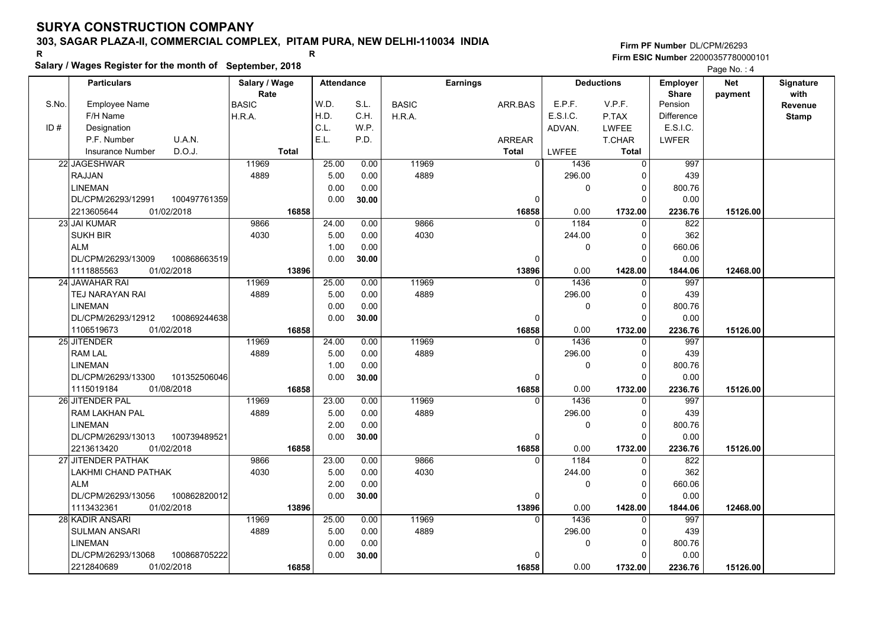# SURYA CONSTRUCTION COMPANY

**303, SAGAR PLAZA-II, COMMERCIAL COMPLEX, PITAM PURA, NEW DELHI-110034 INDIA**

R R

**Salary / Wages Register for the month of September, 2018**

**Firm PF Number** DL/CPM/26293
**Firm ESIC Number** 22000357780000101

| S.No. / ID # | Particulars: Employee Name / F/H Name / Designation / P.F. Number, U.A.N. / Insurance Number, D.O.J. | Salary / Wage Rate: BASIC / H.R.A. / Total | Attendance: W.D. / H.D. / C.L. / E.L. | Attendance: S.L. / C.H. / W.P. / P.D. | Earnings: BASIC / H.R.A. | Earnings: ARR.BAS / ARREAR / Total | Deductions: E.P.F. / E.S.I.C. / ADVAN. / LWFEE | Deductions: V.P.F. / P.TAX / LWFEE / T.CHAR / Total | Employer Share: Pension / Difference / E.S.I.C. / LWFER | Net payment | Signature with Revenue Stamp |
|---|---|---|---|---|---|---|---|---|---|---|---|
| 22 | JAGESHWAR<br>RAJJAN<br>LINEMAN<br>DL/CPM/26293/12991 100497761359<br>2213605644 01/02/2018 | 11969<br>4889<br>**16858** | 25.00<br>5.00<br>0.00<br>0.00 | 0.00<br>0.00<br>0.00<br>**30.00** | 11969<br>4889 | 0<br>0<br>**16858** | 1436<br>296.00<br>0<br>0.00 | 0<br>0<br>0<br>0<br>**1732.00** | 997<br>439<br>800.76<br>0.00<br>**2236.76** | **15126.00** | |
| 23 | JAI KUMAR<br>SUKH BIR<br>ALM<br>DL/CPM/26293/13009 100868663519<br>1111885563 01/02/2018 | 9866<br>4030<br>**13896** | 24.00<br>5.00<br>1.00<br>0.00 | 0.00<br>0.00<br>0.00<br>**30.00** | 9866<br>4030 | 0<br>0<br>**13896** | 1184<br>244.00<br>0<br>0.00 | 0<br>0<br>0<br>0<br>**1428.00** | 822<br>362<br>660.06<br>0.00<br>**1844.06** | **12468.00** | |
| 24 | JAWAHAR RAI<br>TEJ NARAYAN RAI<br>LINEMAN<br>DL/CPM/26293/12912 100869244638<br>1106519673 01/02/2018 | 11969<br>4889<br>**16858** | 25.00<br>5.00<br>0.00<br>0.00 | 0.00<br>0.00<br>0.00<br>**30.00** | 11969<br>4889 | 0<br>0<br>**16858** | 1436<br>296.00<br>0<br>0.00 | 0<br>0<br>0<br>0<br>**1732.00** | 997<br>439<br>800.76<br>0.00<br>**2236.76** | **15126.00** | |
| 25 | JITENDER<br>RAM LAL<br>LINEMAN<br>DL/CPM/26293/13300 101352506046<br>1115019184 01/08/2018 | 11969<br>4889<br>**16858** | 24.00<br>5.00<br>1.00<br>0.00 | 0.00<br>0.00<br>0.00<br>**30.00** | 11969<br>4889 | 0<br>0<br>**16858** | 1436<br>296.00<br>0<br>0.00 | 0<br>0<br>0<br>0<br>**1732.00** | 997<br>439<br>800.76<br>0.00<br>**2236.76** | **15126.00** | |
| 26 | JITENDER PAL<br>RAM LAKHAN PAL<br>LINEMAN<br>DL/CPM/26293/13013 100739489521<br>2213613420 01/02/2018 | 11969<br>4889<br>**16858** | 23.00<br>5.00<br>2.00<br>0.00 | 0.00<br>0.00<br>0.00<br>**30.00** | 11969<br>4889 | 0<br>0<br>**16858** | 1436<br>296.00<br>0<br>0.00 | 0<br>0<br>0<br>0<br>**1732.00** | 997<br>439<br>800.76<br>0.00<br>**2236.76** | **15126.00** | |
| 27 | JITENDER PATHAK<br>LAKHMI CHAND PATHAK<br>ALM<br>DL/CPM/26293/13056 100862820012<br>1113432361 01/02/2018 | 9866<br>4030<br>**13896** | 23.00<br>5.00<br>2.00<br>0.00 | 0.00<br>0.00<br>0.00<br>**30.00** | 9866<br>4030 | 0<br>0<br>**13896** | 1184<br>244.00<br>0<br>0.00 | 0<br>0<br>0<br>0<br>**1428.00** | 822<br>362<br>660.06<br>0.00<br>**1844.06** | **12468.00** | |
| 28 | KADIR ANSARI<br>SULMAN ANSARI<br>LINEMAN<br>DL/CPM/26293/13068 100868705222<br>2212840689 01/02/2018 | 11969<br>4889<br>**16858** | 25.00<br>5.00<br>0.00<br>0.00 | 0.00<br>0.00<br>0.00<br>**30.00** | 11969<br>4889 | 0<br>0<br>**16858** | 1436<br>296.00<br>0<br>0.00 | 0<br>0<br>0<br>0<br>**1732.00** | 997<br>439<br>800.76<br>0.00<br>**2236.76** | **15126.00** | |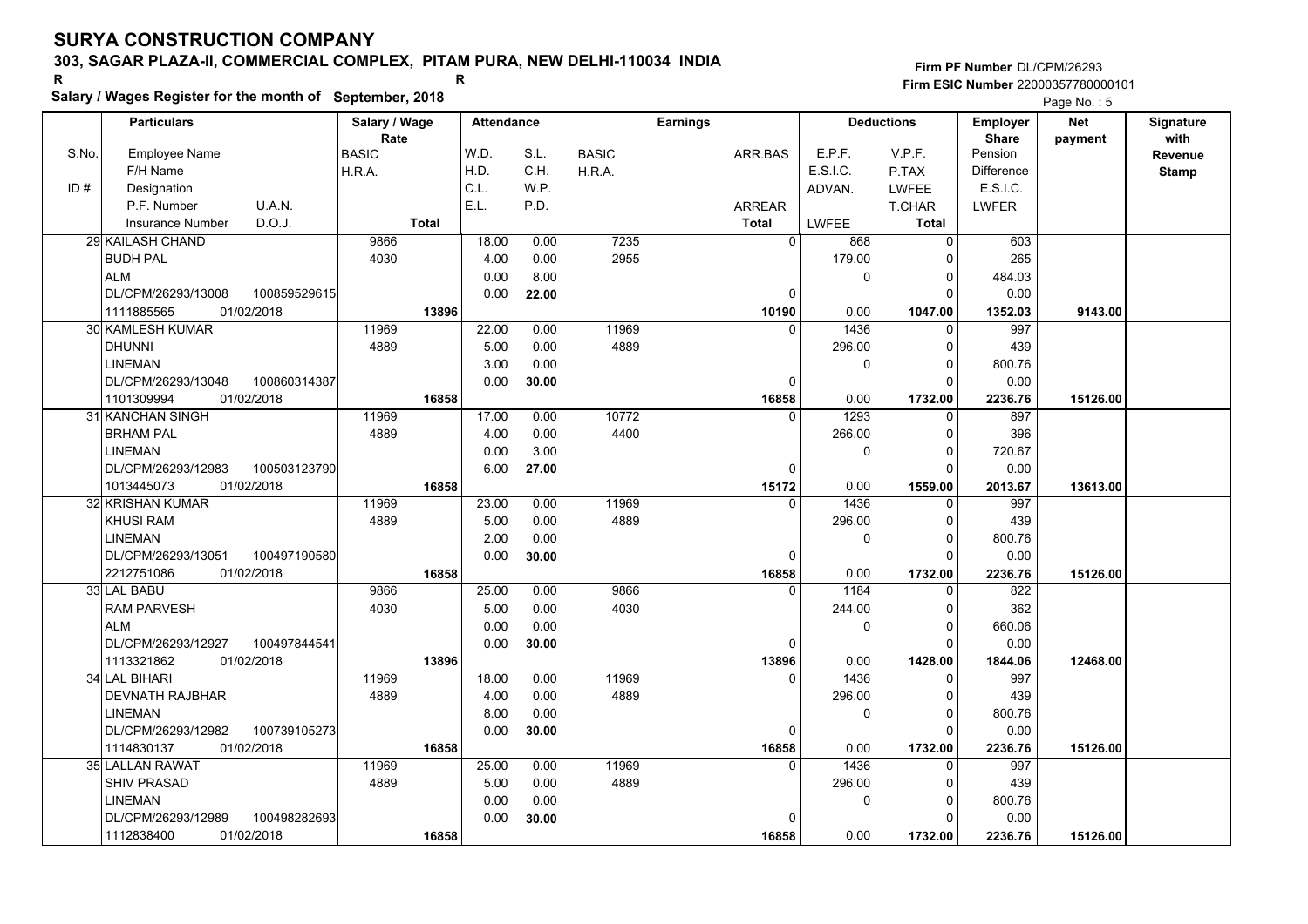# SURYA CONSTRUCTION COMPANY

## 303, SAGAR PLAZA-II, COMMERCIAL COMPLEX, PITAM PURA, NEW DELHI-110034 INDIA

R R

**Salary / Wages Register for the month of September, 2018**

Firm PF Number DL/CPM/26293
Firm ESIC Number 22000357780000101

| S.No. | Employee Name / F/H Name / ID# Designation / P.F. Number U.A.N. / Insurance Number D.O.J. | Salary / Wage Rate: BASIC / H.R.A. / Total | W.D. | S.L. | H.D. | C.H. | C.L. | W.P. | E.L. | P.D. | Earnings: BASIC / H.R.A. | ARR.BAS / ARREAR / Total | E.P.F. / E.S.I.C. / ADVAN. / LWFEE | V.P.F. / P.TAX / LWFEE / T.CHAR / Total | Employer Share: Pension / Difference / E.S.I.C. / LWFER | Net payment | Signature with Revenue Stamp |
|---|---|---|---|---|---|---|---|---|---|---|---|---|---|---|---|---|---|
| 29 | KAILASH CHAND / BUDH PAL / ALM / DL/CPM/26293/13008 100859529615 / 1111885565 01/02/2018 | 9866 / 4030 / 13896 | 18.00 | 0.00 | 4.00 | 0.00 | 0.00 | 8.00 | 0.00 | 22.00 | 7235 / 2955 | 0 / 0 / 10190 | 868 / 179.00 / 0 / 0.00 | 0 / 0 / 0 / 0 / 1047.00 | 603 / 265 / 484.03 / 0.00 / 1352.03 | 9143.00 | |
| 30 | KAMLESH KUMAR / DHUNNI / LINEMAN / DL/CPM/26293/13048 100860314387 / 1101309994 01/02/2018 | 11969 / 4889 / 16858 | 22.00 | 0.00 | 5.00 | 0.00 | 3.00 | 0.00 | 0.00 | 30.00 | 11969 / 4889 | 0 / 0 / 16858 | 1436 / 296.00 / 0 / 0.00 | 0 / 0 / 0 / 0 / 1732.00 | 997 / 439 / 800.76 / 0.00 / 2236.76 | 15126.00 | |
| 31 | KANCHAN SINGH / BRHAM PAL / LINEMAN / DL/CPM/26293/12983 100503123790 / 1013445073 01/02/2018 | 11969 / 4889 / 16858 | 17.00 | 0.00 | 4.00 | 0.00 | 0.00 | 3.00 | 6.00 | 27.00 | 10772 / 4400 | 0 / 0 / 15172 | 1293 / 266.00 / 0 / 0.00 | 0 / 0 / 0 / 0 / 1559.00 | 897 / 396 / 720.67 / 0.00 / 2013.67 | 13613.00 | |
| 32 | KRISHAN KUMAR / KHUSI RAM / LINEMAN / DL/CPM/26293/13051 100497190580 / 2212751086 01/02/2018 | 11969 / 4889 / 16858 | 23.00 | 0.00 | 5.00 | 0.00 | 2.00 | 0.00 | 0.00 | 30.00 | 11969 / 4889 | 0 / 0 / 16858 | 1436 / 296.00 / 0 / 0.00 | 0 / 0 / 0 / 0 / 1732.00 | 997 / 439 / 800.76 / 0.00 / 2236.76 | 15126.00 | |
| 33 | LAL BABU / RAM PARVESH / ALM / DL/CPM/26293/12927 100497844541 / 1113321862 01/02/2018 | 9866 / 4030 / 13896 | 25.00 | 0.00 | 5.00 | 0.00 | 0.00 | 0.00 | 0.00 | 30.00 | 9866 / 4030 | 0 / 0 / 13896 | 1184 / 244.00 / 0 / 0.00 | 0 / 0 / 0 / 0 / 1428.00 | 822 / 362 / 660.06 / 0.00 / 1844.06 | 12468.00 | |
| 34 | LAL BIHARI / DEVNATH RAJBHAR / LINEMAN / DL/CPM/26293/12982 100739105273 / 1114830137 01/02/2018 | 11969 / 4889 / 16858 | 18.00 | 0.00 | 4.00 | 0.00 | 8.00 | 0.00 | 0.00 | 30.00 | 11969 / 4889 | 0 / 0 / 16858 | 1436 / 296.00 / 0 / 0.00 | 0 / 0 / 0 / 0 / 1732.00 | 997 / 439 / 800.76 / 0.00 / 2236.76 | 15126.00 | |
| 35 | LALLAN RAWAT / SHIV PRASAD / LINEMAN / DL/CPM/26293/12989 100498282693 / 1112838400 01/02/2018 | 11969 / 4889 / 16858 | 25.00 | 0.00 | 5.00 | 0.00 | 0.00 | 0.00 | 0.00 | 30.00 | 11969 / 4889 | 0 / 0 / 16858 | 1436 / 296.00 / 0 / 0.00 | 0 / 0 / 0 / 0 / 1732.00 | 997 / 439 / 800.76 / 0.00 / 2236.76 | 15126.00 | |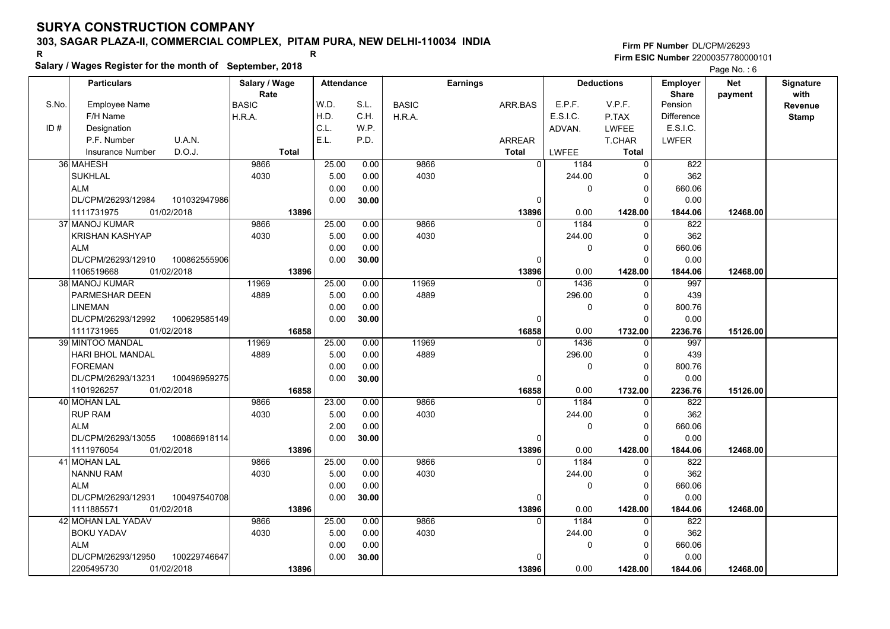# SURYA CONSTRUCTION COMPANY

## 303, SAGAR PLAZA-II, COMMERCIAL COMPLEX, PITAM PURA, NEW DELHI-110034 INDIA

**Salary / Wages Register for the month of September, 2018**

Firm PF Number DL/CPM/26293
Firm ESIC Number 22000357780000101

| S.No. / ID # | Particulars (Employee Name / F/H Name / Designation / P.F. Number, U.A.N. / Insurance Number, D.O.J.) | Salary / Wage Rate (BASIC / H.R.A. / Total) | Attendance (W.D. / H.D. / C.L. / E.L.) | Attendance (S.L. / C.H. / W.P. / P.D.) | Earnings (BASIC / H.R.A.) | Earnings (ARR.BAS / ARREAR / Total) | Deductions (E.P.F. / E.S.I.C. / ADVAN. / LWFEE) | Deductions (V.P.F. / P.TAX / LWFEE / T.CHAR / Total) | Employer Share (Pension / Difference / E.S.I.C. / LWFER) | Net payment | Signature with Revenue Stamp |
|---|---|---|---|---|---|---|---|---|---|---|---|
| 36 | MAHESH<br>SUKHLAL<br>ALM<br>DL/CPM/26293/12984 101032947986<br>1111731975 01/02/2018 | 9866<br>4030<br>**13896** | 25.00<br>5.00<br>0.00<br>0.00 | 0.00<br>0.00<br>0.00<br>**30.00** | 9866<br>4030 | 0<br>0<br>**13896** | 1184<br>244.00<br>0<br>0.00 | 0<br>0<br>0<br>0<br>**1428.00** | 822<br>362<br>660.06<br>0.00<br>**1844.06** | **12468.00** | |
| 37 | MANOJ KUMAR<br>KRISHAN KASHYAP<br>ALM<br>DL/CPM/26293/12910 100862555906<br>1106519668 01/02/2018 | 9866<br>4030<br>**13896** | 25.00<br>5.00<br>0.00<br>0.00 | 0.00<br>0.00<br>0.00<br>**30.00** | 9866<br>4030 | 0<br>0<br>**13896** | 1184<br>244.00<br>0<br>0.00 | 0<br>0<br>0<br>0<br>**1428.00** | 822<br>362<br>660.06<br>0.00<br>**1844.06** | **12468.00** | |
| 38 | MANOJ KUMAR<br>PARMESHAR DEEN<br>LINEMAN<br>DL/CPM/26293/12992 100629585149<br>1111731965 01/02/2018 | 11969<br>4889<br>**16858** | 25.00<br>5.00<br>0.00<br>0.00 | 0.00<br>0.00<br>0.00<br>**30.00** | 11969<br>4889 | 0<br>0<br>**16858** | 1436<br>296.00<br>0<br>0.00 | 0<br>0<br>0<br>0<br>**1732.00** | 997<br>439<br>800.76<br>0.00<br>**2236.76** | **15126.00** | |
| 39 | MINTOO MANDAL<br>HARI BHOL MANDAL<br>FOREMAN<br>DL/CPM/26293/13231 100496959275<br>1101926257 01/02/2018 | 11969<br>4889<br>**16858** | 25.00<br>5.00<br>0.00<br>0.00 | 0.00<br>0.00<br>0.00<br>**30.00** | 11969<br>4889 | 0<br>0<br>**16858** | 1436<br>296.00<br>0<br>0.00 | 0<br>0<br>0<br>0<br>**1732.00** | 997<br>439<br>800.76<br>0.00<br>**2236.76** | **15126.00** | |
| 40 | MOHAN LAL<br>RUP RAM<br>ALM<br>DL/CPM/26293/13055 100866918114<br>1111976054 01/02/2018 | 9866<br>4030<br>**13896** | 23.00<br>5.00<br>2.00<br>0.00 | 0.00<br>0.00<br>0.00<br>**30.00** | 9866<br>4030 | 0<br>0<br>**13896** | 1184<br>244.00<br>0<br>0.00 | 0<br>0<br>0<br>0<br>**1428.00** | 822<br>362<br>660.06<br>0.00<br>**1844.06** | **12468.00** | |
| 41 | MOHAN LAL<br>NANNU RAM<br>ALM<br>DL/CPM/26293/12931 100497540708<br>1111885571 01/02/2018 | 9866<br>4030<br>**13896** | 25.00<br>5.00<br>0.00<br>0.00 | 0.00<br>0.00<br>0.00<br>**30.00** | 9866<br>4030 | 0<br>0<br>**13896** | 1184<br>244.00<br>0<br>0.00 | 0<br>0<br>0<br>0<br>**1428.00** | 822<br>362<br>660.06<br>0.00<br>**1844.06** | **12468.00** | |
| 42 | MOHAN LAL YADAV<br>BOKU YADAV<br>ALM<br>DL/CPM/26293/12950 100229746647<br>2205495730 01/02/2018 | 9866<br>4030<br>**13896** | 25.00<br>5.00<br>0.00<br>0.00 | 0.00<br>0.00<br>0.00<br>**30.00** | 9866<br>4030 | 0<br>0<br>**13896** | 1184<br>244.00<br>0<br>0.00 | 0<br>0<br>0<br>0<br>**1428.00** | 822<br>362<br>660.06<br>0.00<br>**1844.06** | **12468.00** | |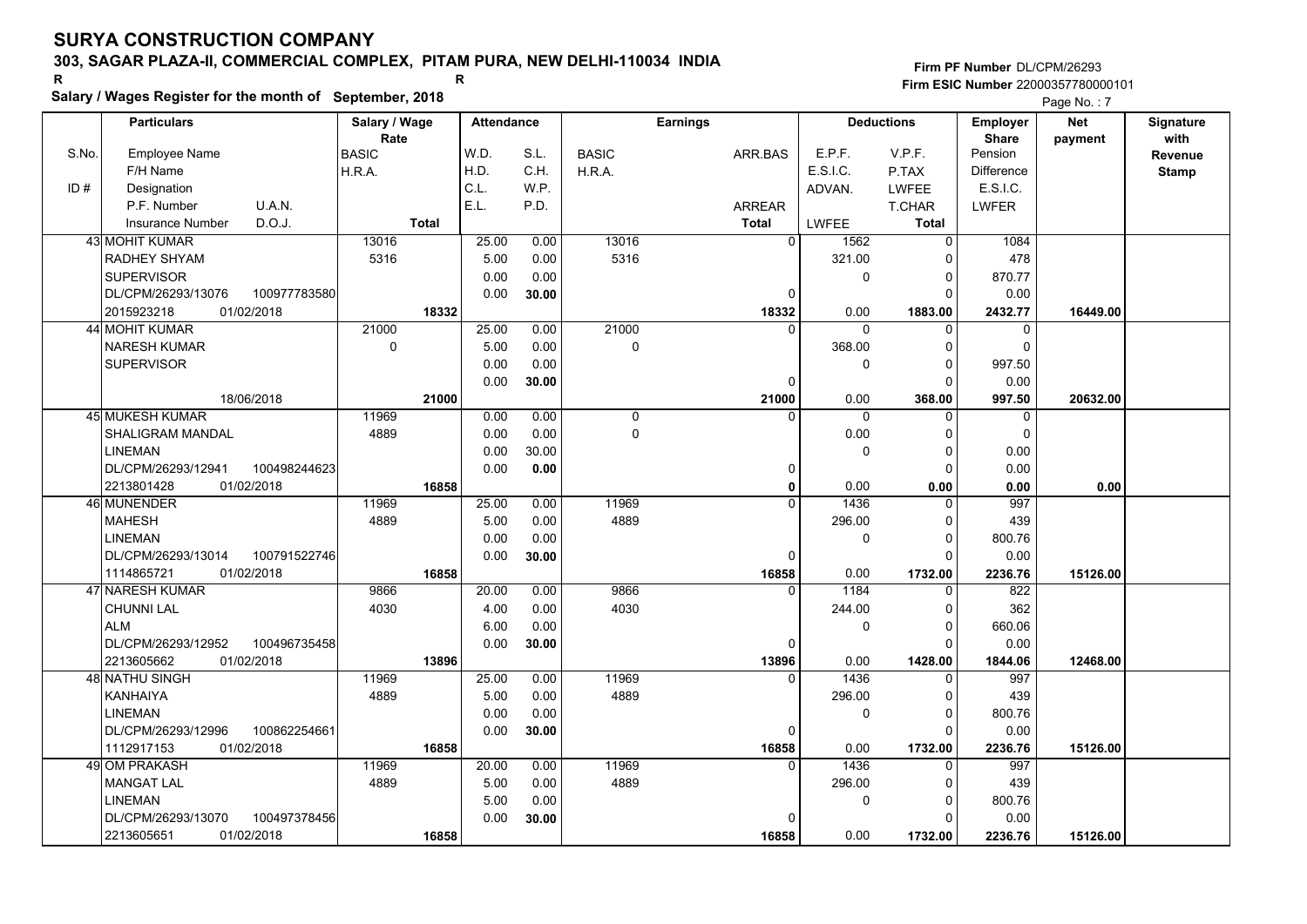# SURYA CONSTRUCTION COMPANY

**303, SAGAR PLAZA-II, COMMERCIAL COMPLEX, PITAM PURA, NEW DELHI-110034 INDIA**

R R

**Salary / Wages Register for the month of September, 2018**

**Firm PF Number** DL/CPM/26293
**Firm ESIC Number** 22000357780000101

| S.No. / ID # | Particulars: Employee Name / F/H Name / Designation / P.F. Number, U.A.N. / Insurance Number, D.O.J. | Salary / Wage Rate: BASIC / H.R.A. / Total | Attendance: W.D. / H.D. / C.L. / E.L. | Attendance: S.L. / C.H. / W.P. / P.D. | Earnings: BASIC / H.R.A. | Earnings: ARR.BAS / ARREAR / Total | Deductions: E.P.F. / E.S.I.C. / ADVAN. / LWFEE | Deductions: V.P.F. / P.TAX / LWFEE / T.CHAR / Total | Employer Share: Pension / Difference / E.S.I.C. / LWFER | Net payment | Signature with Revenue Stamp |
|---|---|---|---|---|---|---|---|---|---|---|---|
| 43 | MOHIT KUMAR<br>RADHEY SHYAM<br>SUPERVISOR<br>DL/CPM/26293/13076 100977783580<br>2015923218 01/02/2018 | 13016<br>5316<br>18332 | 25.00<br>5.00<br>0.00<br>0.00 | 0.00<br>0.00<br>0.00<br>30.00 | 13016<br>5316 | 0<br>0<br>18332 | 1562<br>321.00<br>0<br>0.00 | 0<br>0<br>0<br>0<br>1883.00 | 1084<br>478<br>870.77<br>0.00<br>2432.77 | 16449.00 | |
| 44 | MOHIT KUMAR<br>NARESH KUMAR<br>SUPERVISOR<br><br>18/06/2018 | 21000<br>0<br>21000 | 25.00<br>5.00<br>0.00<br>0.00 | 0.00<br>0.00<br>0.00<br>30.00 | 21000<br>0 | 0<br>0<br>21000 | 0<br>368.00<br>0<br>0.00 | 0<br>0<br>0<br>0<br>368.00 | 0<br>0<br>997.50<br>0.00<br>997.50 | 20632.00 | |
| 45 | MUKESH KUMAR<br>SHALIGRAM MANDAL<br>LINEMAN<br>DL/CPM/26293/12941 100498244623<br>2213801428 01/02/2018 | 11969<br>4889<br>16858 | 0.00<br>0.00<br>0.00<br>0.00 | 0.00<br>0.00<br>30.00<br>0.00 | 0<br>0 | 0<br>0<br>0 | 0<br>0.00<br>0<br>0.00 | 0<br>0<br>0<br>0<br>0.00 | 0<br>0<br>0.00<br>0.00<br>0.00 | 0.00 | |
| 46 | MUNENDER<br>MAHESH<br>LINEMAN<br>DL/CPM/26293/13014 100791522746<br>1114865721 01/02/2018 | 11969<br>4889<br>16858 | 25.00<br>5.00<br>0.00<br>0.00 | 0.00<br>0.00<br>0.00<br>30.00 | 11969<br>4889 | 0<br>0<br>16858 | 1436<br>296.00<br>0<br>0.00 | 0<br>0<br>0<br>0<br>1732.00 | 997<br>439<br>800.76<br>0.00<br>2236.76 | 15126.00 | |
| 47 | NARESH KUMAR<br>CHUNNI LAL<br>ALM<br>DL/CPM/26293/12952 100496735458<br>2213605662 01/02/2018 | 9866<br>4030<br>13896 | 20.00<br>4.00<br>6.00<br>0.00 | 0.00<br>0.00<br>0.00<br>30.00 | 9866<br>4030 | 0<br>0<br>13896 | 1184<br>244.00<br>0<br>0.00 | 0<br>0<br>0<br>0<br>1428.00 | 822<br>362<br>660.06<br>0.00<br>1844.06 | 12468.00 | |
| 48 | NATHU SINGH<br>KANHAIYA<br>LINEMAN<br>DL/CPM/26293/12996 100862254661<br>1112917153 01/02/2018 | 11969<br>4889<br>16858 | 25.00<br>5.00<br>0.00<br>0.00 | 0.00<br>0.00<br>0.00<br>30.00 | 11969<br>4889 | 0<br>0<br>16858 | 1436<br>296.00<br>0<br>0.00 | 0<br>0<br>0<br>0<br>1732.00 | 997<br>439<br>800.76<br>0.00<br>2236.76 | 15126.00 | |
| 49 | OM PRAKASH<br>MANGAT LAL<br>LINEMAN<br>DL/CPM/26293/13070 100497378456<br>2213605651 01/02/2018 | 11969<br>4889<br>16858 | 20.00<br>5.00<br>5.00<br>0.00 | 0.00<br>0.00<br>0.00<br>30.00 | 11969<br>4889 | 0<br>0<br>16858 | 1436<br>296.00<br>0<br>0.00 | 0<br>0<br>0<br>0<br>1732.00 | 997<br>439<br>800.76<br>0.00<br>2236.76 | 15126.00 | |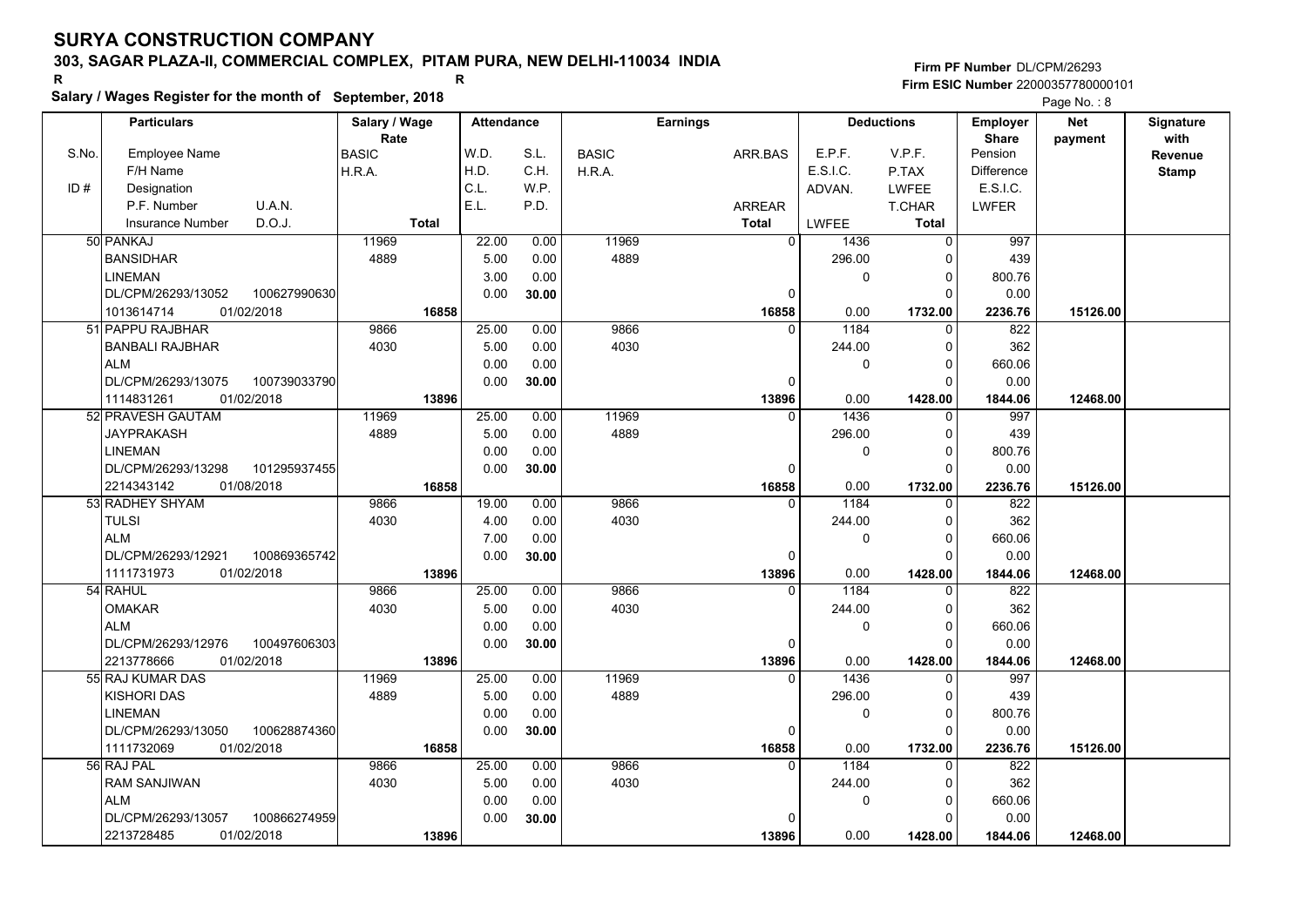# SURYA CONSTRUCTION COMPANY

**303, SAGAR PLAZA-II, COMMERCIAL COMPLEX, PITAM PURA, NEW DELHI-110034 INDIA**

R R

**Salary / Wages Register for the month of September, 2018**

**Firm PF Number** DL/CPM/26293

**Firm ESIC Number** 22000357780000101

| S.No. / ID # | Particulars: Employee Name / F/H Name / Designation / P.F. Number / U.A.N. / Insurance Number / D.O.J. | Salary / Wage Rate: BASIC / H.R.A. / Total | Attendance: W.D. / H.D. / C.L. / E.L. | Attendance: S.L. / C.H. / W.P. / P.D. | Earnings: BASIC / H.R.A. | Earnings: ARR.BAS / ARREAR / Total | Deductions: E.P.F. / E.S.I.C. / ADVAN. / LWFEE | Deductions: V.P.F. / P.TAX / LWFEE / T.CHAR / Total | Employer Share: Pension / Difference / E.S.I.C. / LWFER | Net payment | Signature with Revenue Stamp |
|---|---|---|---|---|---|---|---|---|---|---|---|
| 50 | PANKAJ<br>BANSIDHAR<br>LINEMAN<br>DL/CPM/26293/13052 100627990630<br>1013614714 01/02/2018 | 11969<br>4889<br>16858 | 22.00<br>5.00<br>3.00<br>0.00 | 0.00<br>0.00<br>0.00<br>30.00 | 11969<br>4889 | 0<br>0<br>16858 | 1436<br>296.00<br>0<br>0.00 | 0<br>0<br>0<br>0<br>1732.00 | 997<br>439<br>800.76<br>0.00<br>2236.76 | 15126.00 | |
| 51 | PAPPU RAJBHAR<br>BANBALI RAJBHAR<br>ALM<br>DL/CPM/26293/13075 100739033790<br>1114831261 01/02/2018 | 9866<br>4030<br>13896 | 25.00<br>5.00<br>0.00<br>0.00 | 0.00<br>0.00<br>0.00<br>30.00 | 9866<br>4030 | 0<br>0<br>13896 | 1184<br>244.00<br>0<br>0.00 | 0<br>0<br>0<br>0<br>1428.00 | 822<br>362<br>660.06<br>0.00<br>1844.06 | 12468.00 | |
| 52 | PRAVESH GAUTAM<br>JAYPRAKASH<br>LINEMAN<br>DL/CPM/26293/13298 101295937455<br>2214343142 01/08/2018 | 11969<br>4889<br>16858 | 25.00<br>5.00<br>0.00<br>0.00 | 0.00<br>0.00<br>0.00<br>30.00 | 11969<br>4889 | 0<br>0<br>16858 | 1436<br>296.00<br>0<br>0.00 | 0<br>0<br>0<br>0<br>1732.00 | 997<br>439<br>800.76<br>0.00<br>2236.76 | 15126.00 | |
| 53 | RADHEY SHYAM<br>TULSI<br>ALM<br>DL/CPM/26293/12921 100869365742<br>1111731973 01/02/2018 | 9866<br>4030<br>13896 | 19.00<br>4.00<br>7.00<br>0.00 | 0.00<br>0.00<br>0.00<br>30.00 | 9866<br>4030 | 0<br>0<br>13896 | 1184<br>244.00<br>0<br>0.00 | 0<br>0<br>0<br>0<br>1428.00 | 822<br>362<br>660.06<br>0.00<br>1844.06 | 12468.00 | |
| 54 | RAHUL<br>OMAKAR<br>ALM<br>DL/CPM/26293/12976 100497606303<br>2213778666 01/02/2018 | 9866<br>4030<br>13896 | 25.00<br>5.00<br>0.00<br>0.00 | 0.00<br>0.00<br>0.00<br>30.00 | 9866<br>4030 | 0<br>0<br>13896 | 1184<br>244.00<br>0<br>0.00 | 0<br>0<br>0<br>0<br>1428.00 | 822<br>362<br>660.06<br>0.00<br>1844.06 | 12468.00 | |
| 55 | RAJ KUMAR DAS<br>KISHORI DAS<br>LINEMAN<br>DL/CPM/26293/13050 100628874360<br>1111732069 01/02/2018 | 11969<br>4889<br>16858 | 25.00<br>5.00<br>0.00<br>0.00 | 0.00<br>0.00<br>0.00<br>30.00 | 11969<br>4889 | 0<br>0<br>16858 | 1436<br>296.00<br>0<br>0.00 | 0<br>0<br>0<br>0<br>1732.00 | 997<br>439<br>800.76<br>0.00<br>2236.76 | 15126.00 | |
| 56 | RAJ PAL<br>RAM SANJIWAN<br>ALM<br>DL/CPM/26293/13057 100866274959<br>2213728485 01/02/2018 | 9866<br>4030<br>13896 | 25.00<br>5.00<br>0.00<br>0.00 | 0.00<br>0.00<br>0.00<br>30.00 | 9866<br>4030 | 0<br>0<br>13896 | 1184<br>244.00<br>0<br>0.00 | 0<br>0<br>0<br>0<br>1428.00 | 822<br>362<br>660.06<br>0.00<br>1844.06 | 12468.00 | |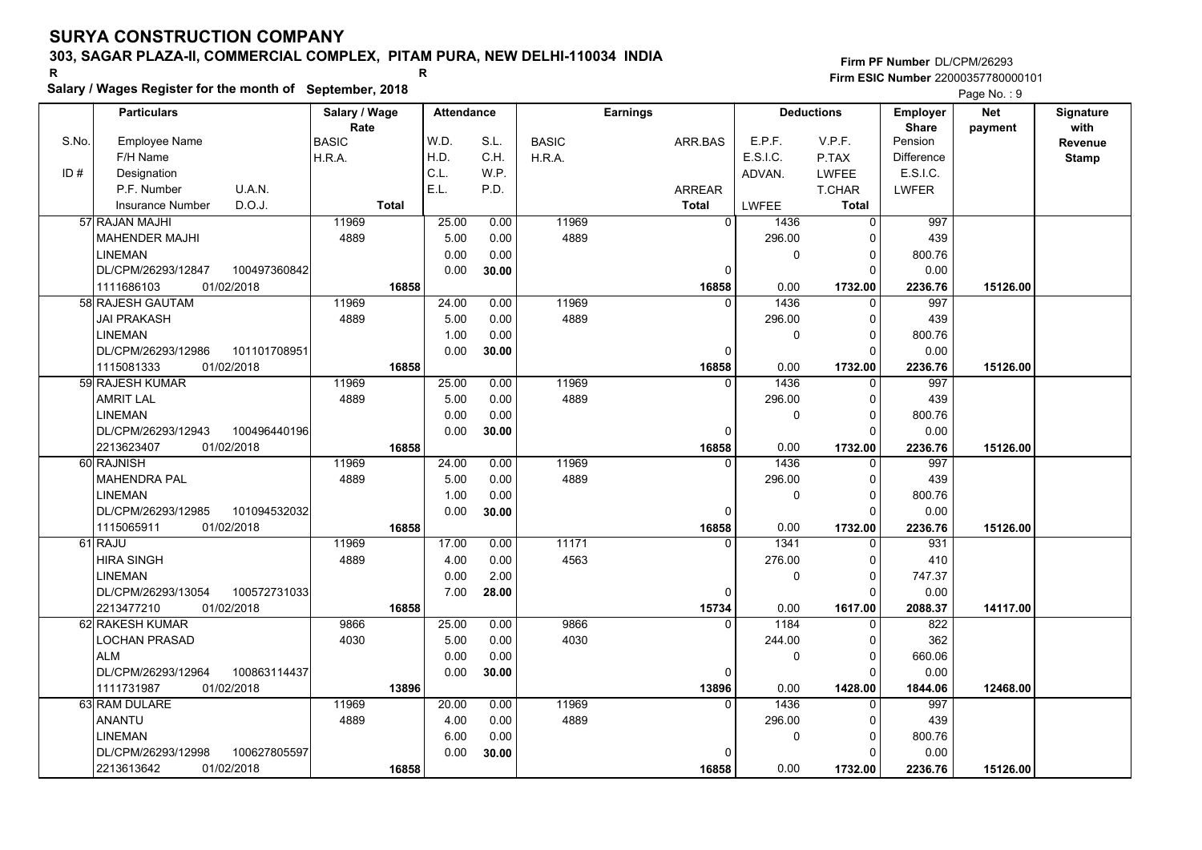# SURYA CONSTRUCTION COMPANY

**303, SAGAR PLAZA-II, COMMERCIAL COMPLEX, PITAM PURA, NEW DELHI-110034 INDIA**

R R

**Salary / Wages Register for the month of September, 2018**

**Firm PF Number** DL/CPM/26293
**Firm ESIC Number** 22000357780000101

| S.No. / ID # | Particulars: Employee Name / F/H Name / Designation / P.F. Number, U.A.N. / Insurance Number, D.O.J. | Salary / Wage Rate: BASIC / H.R.A. / Total | Attendance: W.D. / H.D. / C.L. / E.L. | Attendance: S.L. / C.H. / W.P. / P.D. | Earnings: BASIC / H.R.A. | Earnings: ARR.BAS / ARREAR / Total | Deductions: E.P.F. / E.S.I.C. / ADVAN. / LWFEE | Deductions: V.P.F. / P.TAX / LWFEE / T.CHAR / Total | Employer Share: Pension / Difference / E.S.I.C. / LWFER | Net payment | Signature with Revenue Stamp |
|---|---|---|---|---|---|---|---|---|---|---|---|
| 57 | RAJAN MAJHI<br>MAHENDER MAJHI<br>LINEMAN<br>DL/CPM/26293/12847 100497360842<br>1111686103 01/02/2018 | 11969<br>4889<br>**16858** | 25.00<br>5.00<br>0.00<br>0.00 | 0.00<br>0.00<br>0.00<br>**30.00** | 11969<br>4889 | 0<br>0<br>**16858** | 1436<br>296.00<br>0<br>0.00 | 0<br>0<br>0<br>0<br>**1732.00** | 997<br>439<br>800.76<br>0.00<br>**2236.76** | **15126.00** | |
| 58 | RAJESH GAUTAM<br>JAI PRAKASH<br>LINEMAN<br>DL/CPM/26293/12986 101101708951<br>1115081333 01/02/2018 | 11969<br>4889<br>**16858** | 24.00<br>5.00<br>1.00<br>0.00 | 0.00<br>0.00<br>0.00<br>**30.00** | 11969<br>4889 | 0<br>0<br>**16858** | 1436<br>296.00<br>0<br>0.00 | 0<br>0<br>0<br>0<br>**1732.00** | 997<br>439<br>800.76<br>0.00<br>**2236.76** | **15126.00** | |
| 59 | RAJESH KUMAR<br>AMRIT LAL<br>LINEMAN<br>DL/CPM/26293/12943 100496440196<br>2213623407 01/02/2018 | 11969<br>4889<br>**16858** | 25.00<br>5.00<br>0.00<br>0.00 | 0.00<br>0.00<br>0.00<br>**30.00** | 11969<br>4889 | 0<br>0<br>**16858** | 1436<br>296.00<br>0<br>0.00 | 0<br>0<br>0<br>0<br>**1732.00** | 997<br>439<br>800.76<br>0.00<br>**2236.76** | **15126.00** | |
| 60 | RAJNISH<br>MAHENDRA PAL<br>LINEMAN<br>DL/CPM/26293/12985 101094532032<br>1115065911 01/02/2018 | 11969<br>4889<br>**16858** | 24.00<br>5.00<br>1.00<br>0.00 | 0.00<br>0.00<br>0.00<br>**30.00** | 11969<br>4889 | 0<br>0<br>**16858** | 1436<br>296.00<br>0<br>0.00 | 0<br>0<br>0<br>0<br>**1732.00** | 997<br>439<br>800.76<br>0.00<br>**2236.76** | **15126.00** | |
| 61 | RAJU<br>HIRA SINGH<br>LINEMAN<br>DL/CPM/26293/13054 100572731033<br>2213477210 01/02/2018 | 11969<br>4889<br>**16858** | 17.00<br>4.00<br>0.00<br>7.00 | 0.00<br>0.00<br>2.00<br>**28.00** | 11171<br>4563 | 0<br>0<br>**15734** | 1341<br>276.00<br>0<br>0.00 | 0<br>0<br>0<br>0<br>**1617.00** | 931<br>410<br>747.37<br>0.00<br>**2088.37** | **14117.00** | |
| 62 | RAKESH KUMAR<br>LOCHAN PRASAD<br>ALM<br>DL/CPM/26293/12964 100863114437<br>1111731987 01/02/2018 | 9866<br>4030<br>**13896** | 25.00<br>5.00<br>0.00<br>0.00 | 0.00<br>0.00<br>0.00<br>**30.00** | 9866<br>4030 | 0<br>0<br>**13896** | 1184<br>244.00<br>0<br>0.00 | 0<br>0<br>0<br>0<br>**1428.00** | 822<br>362<br>660.06<br>0.00<br>**1844.06** | **12468.00** | |
| 63 | RAM DULARE<br>ANANTU<br>LINEMAN<br>DL/CPM/26293/12998 100627805597<br>2213613642 01/02/2018 | 11969<br>4889<br>**16858** | 20.00<br>4.00<br>6.00<br>0.00 | 0.00<br>0.00<br>0.00<br>**30.00** | 11969<br>4889 | 0<br>0<br>**16858** | 1436<br>296.00<br>0<br>0.00 | 0<br>0<br>0<br>0<br>**1732.00** | 997<br>439<br>800.76<br>0.00<br>**2236.76** | **15126.00** | |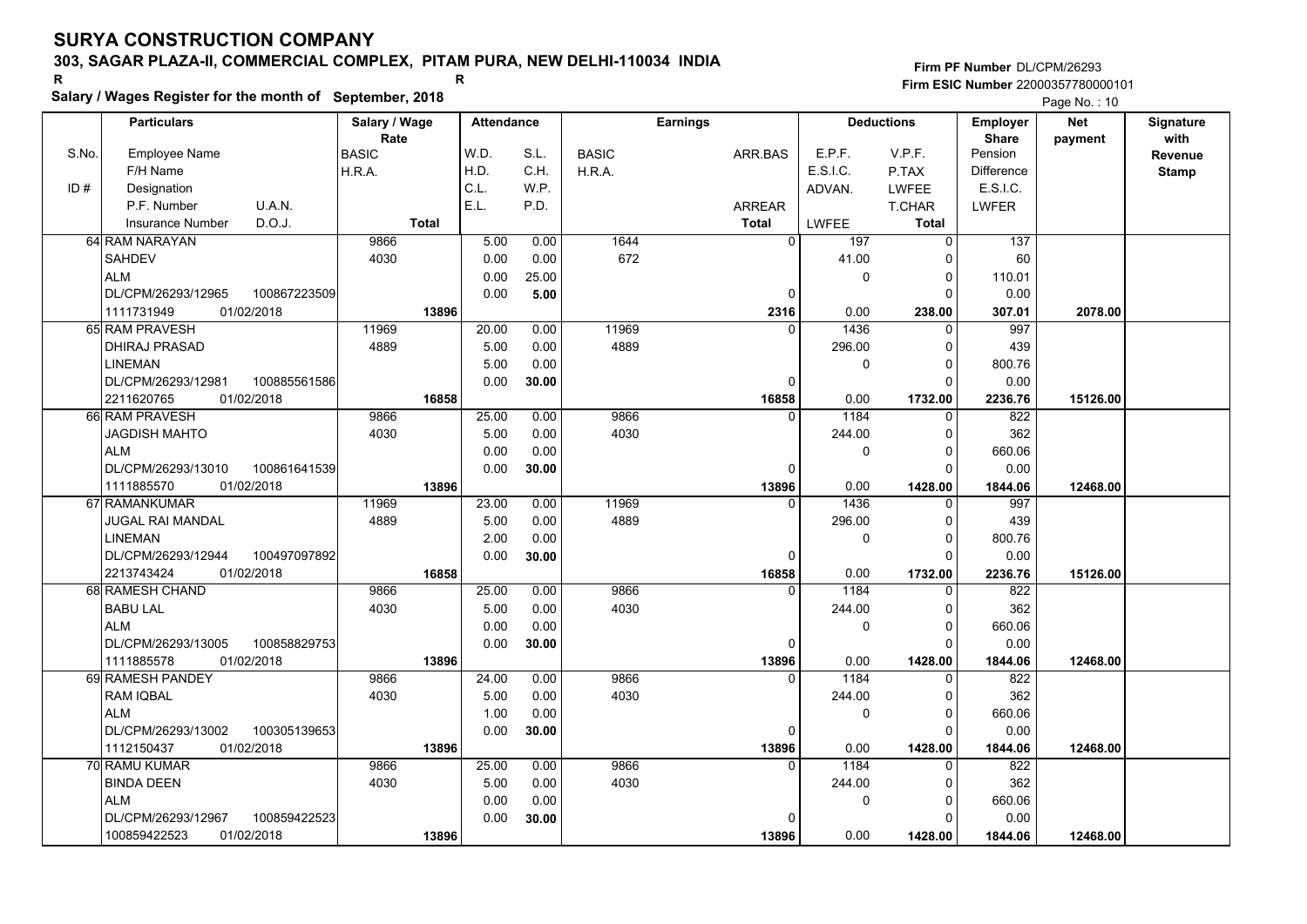# SURYA CONSTRUCTION COMPANY

## 303, SAGAR PLAZA-II, COMMERCIAL COMPLEX, PITAM PURA, NEW DELHI-110034 INDIA

R R

**Salary / Wages Register for the month of September, 2018**

Firm PF Number DL/CPM/26293
Firm ESIC Number 22000357780000101

| S.No. / ID # | Particulars (Employee Name / F/H Name / Designation / P.F. Number, U.A.N. / Insurance Number, D.O.J.) | Salary / Wage Rate (BASIC / H.R.A. / Total) | Attendance (W.D. / H.D. / C.L. / E.L.) | Attendance (S.L. / C.H. / W.P. / P.D.) | Earnings (BASIC / H.R.A.) | Earnings (ARR.BAS / ARREAR / Total) | Deductions (E.P.F. / E.S.I.C. / ADVAN. / LWFEE) | Deductions (V.P.F. / P.TAX / LWFEE / T.CHAR / Total) | Employer Share (Pension / Difference / E.S.I.C. / LWFER) | Net payment | Signature with Revenue Stamp |
|---|---|---|---|---|---|---|---|---|---|---|---|
| 64 | RAM NARAYAN<br>SAHDEV<br>ALM<br>DL/CPM/26293/12965 100867223509<br>1111731949 01/02/2018 | 9866<br>4030<br>**13896** | 5.00<br>0.00<br>0.00<br>0.00 | 0.00<br>0.00<br>25.00<br>**5.00** | 1644<br>672 | 0<br>0<br>**2316** | 197<br>41.00<br>0<br>0.00 | 0<br>0<br>0<br>0<br>**238.00** | 137<br>60<br>110.01<br>0.00<br>**307.01** | **2078.00** | |
| 65 | RAM PRAVESH<br>DHIRAJ PRASAD<br>LINEMAN<br>DL/CPM/26293/12981 100885561586<br>2211620765 01/02/2018 | 11969<br>4889<br>**16858** | 20.00<br>5.00<br>5.00<br>0.00 | 0.00<br>0.00<br>0.00<br>**30.00** | 11969<br>4889 | 0<br>0<br>**16858** | 1436<br>296.00<br>0<br>0.00 | 0<br>0<br>0<br>0<br>**1732.00** | 997<br>439<br>800.76<br>0.00<br>**2236.76** | **15126.00** | |
| 66 | RAM PRAVESH<br>JAGDISH MAHTO<br>ALM<br>DL/CPM/26293/13010 100861641539<br>1111885570 01/02/2018 | 9866<br>4030<br>**13896** | 25.00<br>5.00<br>0.00<br>0.00 | 0.00<br>0.00<br>0.00<br>**30.00** | 9866<br>4030 | 0<br>0<br>**13896** | 1184<br>244.00<br>0<br>0.00 | 0<br>0<br>0<br>0<br>**1428.00** | 822<br>362<br>660.06<br>0.00<br>**1844.06** | **12468.00** | |
| 67 | RAMANKUMAR<br>JUGAL RAI MANDAL<br>LINEMAN<br>DL/CPM/26293/12944 100497097892<br>2213743424 01/02/2018 | 11969<br>4889<br>**16858** | 23.00<br>5.00<br>2.00<br>0.00 | 0.00<br>0.00<br>0.00<br>**30.00** | 11969<br>4889 | 0<br>0<br>**16858** | 1436<br>296.00<br>0<br>0.00 | 0<br>0<br>0<br>0<br>**1732.00** | 997<br>439<br>800.76<br>0.00<br>**2236.76** | **15126.00** | |
| 68 | RAMESH CHAND<br>BABU LAL<br>ALM<br>DL/CPM/26293/13005 100858829753<br>1111885578 01/02/2018 | 9866<br>4030<br>**13896** | 25.00<br>5.00<br>0.00<br>0.00 | 0.00<br>0.00<br>0.00<br>**30.00** | 9866<br>4030 | 0<br>0<br>**13896** | 1184<br>244.00<br>0<br>0.00 | 0<br>0<br>0<br>0<br>**1428.00** | 822<br>362<br>660.06<br>0.00<br>**1844.06** | **12468.00** | |
| 69 | RAMESH PANDEY<br>RAM IQBAL<br>ALM<br>DL/CPM/26293/13002 100305139653<br>1112150437 01/02/2018 | 9866<br>4030<br>**13896** | 24.00<br>5.00<br>1.00<br>0.00 | 0.00<br>0.00<br>0.00<br>**30.00** | 9866<br>4030 | 0<br>0<br>**13896** | 1184<br>244.00<br>0<br>0.00 | 0<br>0<br>0<br>0<br>**1428.00** | 822<br>362<br>660.06<br>0.00<br>**1844.06** | **12468.00** | |
| 70 | RAMU KUMAR<br>BINDA DEEN<br>ALM<br>DL/CPM/26293/12967 100859422523<br>100859422523 01/02/2018 | 9866<br>4030<br>**13896** | 25.00<br>5.00<br>0.00<br>0.00 | 0.00<br>0.00<br>0.00<br>**30.00** | 9866<br>4030 | 0<br>0<br>**13896** | 1184<br>244.00<br>0<br>0.00 | 0<br>0<br>0<br>0<br>**1428.00** | 822<br>362<br>660.06<br>0.00<br>**1844.06** | **12468.00** | |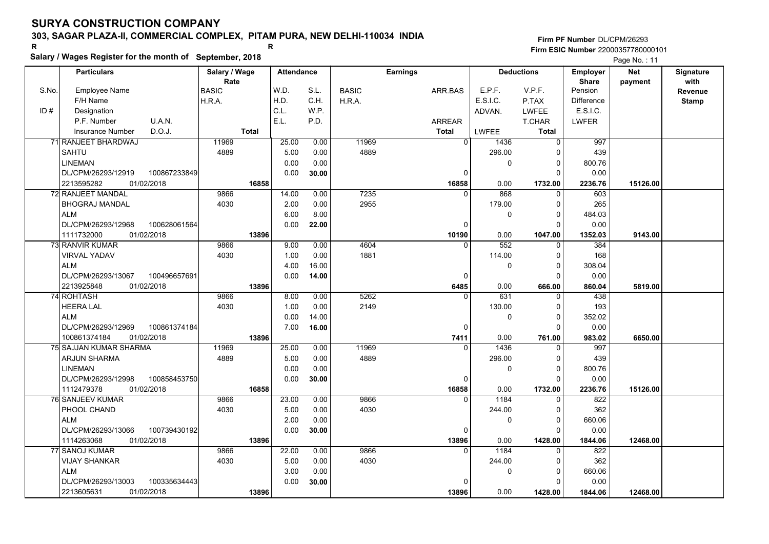# SURYA CONSTRUCTION COMPANY

**303, SAGAR PLAZA-II, COMMERCIAL COMPLEX, PITAM PURA, NEW DELHI-110034 INDIA**

R R

**Salary / Wages Register for the month of September, 2018**

**Firm PF Number** DL/CPM/26293
**Firm ESIC Number** 22000357780000101

Page No. : 11

| S.No. | Particulars: Employee Name / F/H Name / Designation / P.F. Number, U.A.N. / Insurance Number, D.O.J. | Salary / Wage Rate: BASIC / H.R.A. / Total | Attendance: W.D. / H.D. / C.L. / E.L. | Attendance: S.L. / C.H. / W.P. / P.D. | Earnings: BASIC / H.R.A. | Earnings: ARR.BAS / ARREAR / Total | Deductions: E.P.F. / E.S.I.C. / ADVAN. / LWFEE | Deductions: V.P.F. / P.TAX / LWFEE / T.CHAR / Total | Employer Share: Pension / Difference / E.S.I.C. / LWFER | Net payment | Signature with Revenue Stamp |
|---|---|---|---|---|---|---|---|---|---|---|---|
| 71 | RANJEET BHARDWAJ<br>SAHTU<br>LINEMAN<br>DL/CPM/26293/12919 100867233849<br>2213595282 01/02/2018 | 11969<br>4889<br>16858 | 25.00<br>5.00<br>0.00<br>0.00 | 0.00<br>0.00<br>0.00<br>30.00 | 11969<br>4889 | 0<br>0<br>16858 | 1436<br>296.00<br>0<br>0.00 | 0<br>0<br>0<br>0<br>1732.00 | 997<br>439<br>800.76<br>0.00<br>2236.76 | 15126.00 | |
| 72 | RANJEET MANDAL<br>BHOGRAJ MANDAL<br>ALM<br>DL/CPM/26293/12968 100628061564<br>1111732000 01/02/2018 | 9866<br>4030<br>13896 | 14.00<br>2.00<br>6.00<br>0.00 | 0.00<br>0.00<br>8.00<br>22.00 | 7235<br>2955 | 0<br>0<br>10190 | 868<br>179.00<br>0<br>0.00 | 0<br>0<br>0<br>0<br>1047.00 | 603<br>265<br>484.03<br>0.00<br>1352.03 | 9143.00 | |
| 73 | RANVIR KUMAR<br>VIRVAL YADAV<br>ALM<br>DL/CPM/26293/13067 100496657691<br>2213925848 01/02/2018 | 9866<br>4030<br>13896 | 9.00<br>1.00<br>4.00<br>0.00 | 0.00<br>0.00<br>16.00<br>14.00 | 4604<br>1881 | 0<br>0<br>6485 | 552<br>114.00<br>0<br>0.00 | 0<br>0<br>0<br>0<br>666.00 | 384<br>168<br>308.04<br>0.00<br>860.04 | 5819.00 | |
| 74 | ROHTASH<br>HEERA LAL<br>ALM<br>DL/CPM/26293/12969 100861374184<br>100861374184 01/02/2018 | 9866<br>4030<br>13896 | 8.00<br>1.00<br>0.00<br>7.00 | 0.00<br>0.00<br>14.00<br>16.00 | 5262<br>2149 | 0<br>0<br>7411 | 631<br>130.00<br>0<br>0.00 | 0<br>0<br>0<br>0<br>761.00 | 438<br>193<br>352.02<br>0.00<br>983.02 | 6650.00 | |
| 75 | SAJJAN KUMAR SHARMA<br>ARJUN SHARMA<br>LINEMAN<br>DL/CPM/26293/12998 100858453750<br>1112479378 01/02/2018 | 11969<br>4889<br>16858 | 25.00<br>5.00<br>0.00<br>0.00 | 0.00<br>0.00<br>0.00<br>30.00 | 11969<br>4889 | 0<br>0<br>16858 | 1436<br>296.00<br>0<br>0.00 | 0<br>0<br>0<br>0<br>1732.00 | 997<br>439<br>800.76<br>0.00<br>2236.76 | 15126.00 | |
| 76 | SANJEEV KUMAR<br>PHOOL CHAND<br>ALM<br>DL/CPM/26293/13066 100739430192<br>1114263068 01/02/2018 | 9866<br>4030<br>13896 | 23.00<br>5.00<br>2.00<br>0.00 | 0.00<br>0.00<br>0.00<br>30.00 | 9866<br>4030 | 0<br>0<br>13896 | 1184<br>244.00<br>0<br>0.00 | 0<br>0<br>0<br>0<br>1428.00 | 822<br>362<br>660.06<br>0.00<br>1844.06 | 12468.00 | |
| 77 | SANOJ KUMAR<br>VIJAY SHANKAR<br>ALM<br>DL/CPM/26293/13003 100335634443<br>2213605631 01/02/2018 | 9866<br>4030<br>13896 | 22.00<br>5.00<br>3.00<br>0.00 | 0.00<br>0.00<br>0.00<br>30.00 | 9866<br>4030 | 0<br>0<br>13896 | 1184<br>244.00<br>0<br>0.00 | 0<br>0<br>0<br>0<br>1428.00 | 822<br>362<br>660.06<br>0.00<br>1844.06 | 12468.00 | |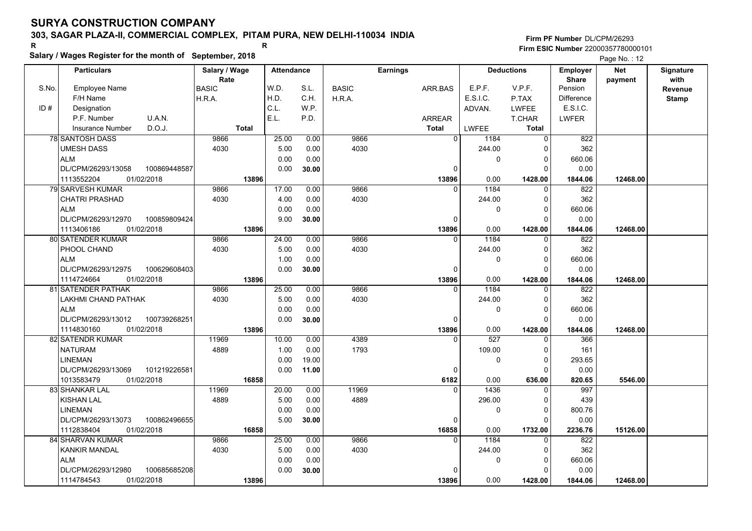# SURYA CONSTRUCTION COMPANY

**303, SAGAR PLAZA-II, COMMERCIAL COMPLEX, PITAM PURA, NEW DELHI-110034 INDIA**

R R

**Salary / Wages Register for the month of September, 2018**

**Firm PF Number** DL/CPM/26293
**Firm ESIC Number** 22000357780000101

| Particulars | Salary / Wage Rate | Attendance | | Earnings | | Deductions | | Employer Share | Net payment | Signature with Revenue Stamp |
|---|---|---|---|---|---|---|---|---|---|---|
| S.No. Employee Name / F/H Name / ID # Designation / P.F. Number U.A.N. / Insurance Number D.O.J. | BASIC / H.R.A. / Total | W.D. / H.D. / C.L. / E.L. | S.L. / C.H. / W.P. / P.D. | BASIC / H.R.A. | ARR.BAS / ARREAR / Total | E.P.F. / E.S.I.C. / ADVAN. / LWFEE | V.P.F. / P.TAX / LWFEE / T.CHAR / Total | Pension / Difference / E.S.I.C. / LWFER | | |
| 78 SANTOSH DASS / UMESH DASS / ALM / DL/CPM/26293/13058 100869448587 / 1113552204 01/02/2018 | 9866 / 4030 / 13896 | 25.00 / 5.00 / 0.00 / 0.00 | 0.00 / 0.00 / 0.00 / 30.00 | 9866 / 4030 | 0 / 0 / 13896 | 1184 / 244.00 / 0 / 0.00 | 0 / 0 / 0 / 0 / 1428.00 | 822 / 362 / 660.06 / 0.00 / 1844.06 | 12468.00 | |
| 79 SARVESH KUMAR / CHATRI PRASHAD / ALM / DL/CPM/26293/12970 100859809424 / 1113406186 01/02/2018 | 9866 / 4030 / 13896 | 17.00 / 4.00 / 0.00 / 9.00 | 0.00 / 0.00 / 0.00 / 30.00 | 9866 / 4030 | 0 / 0 / 13896 | 1184 / 244.00 / 0 / 0.00 | 0 / 0 / 0 / 0 / 1428.00 | 822 / 362 / 660.06 / 0.00 / 1844.06 | 12468.00 | |
| 80 SATENDER KUMAR / PHOOL CHAND / ALM / DL/CPM/26293/12975 100629608403 / 1114724664 01/02/2018 | 9866 / 4030 / 13896 | 24.00 / 5.00 / 1.00 / 0.00 | 0.00 / 0.00 / 0.00 / 30.00 | 9866 / 4030 | 0 / 0 / 13896 | 1184 / 244.00 / 0 / 0.00 | 0 / 0 / 0 / 0 / 1428.00 | 822 / 362 / 660.06 / 0.00 / 1844.06 | 12468.00 | |
| 81 SATENDER PATHAK / LAKHMI CHAND PATHAK / ALM / DL/CPM/26293/13012 100739268251 / 1114830160 01/02/2018 | 9866 / 4030 / 13896 | 25.00 / 5.00 / 0.00 / 0.00 | 0.00 / 0.00 / 0.00 / 30.00 | 9866 / 4030 | 0 / 0 / 13896 | 1184 / 244.00 / 0 / 0.00 | 0 / 0 / 0 / 0 / 1428.00 | 822 / 362 / 660.06 / 0.00 / 1844.06 | 12468.00 | |
| 82 SATENDR KUMAR / NATURAM / LINEMAN / DL/CPM/26293/13069 101219226581 / 1013583479 01/02/2018 | 11969 / 4889 / 16858 | 10.00 / 1.00 / 0.00 / 0.00 | 0.00 / 0.00 / 19.00 / 11.00 | 4389 / 1793 | 0 / 0 / 6182 | 527 / 109.00 / 0 / 0.00 | 0 / 0 / 0 / 0 / 636.00 | 366 / 161 / 293.65 / 0.00 / 820.65 | 5546.00 | |
| 83 SHANKAR LAL / KISHAN LAL / LINEMAN / DL/CPM/26293/13073 100862496655 / 1112838404 01/02/2018 | 11969 / 4889 / 16858 | 20.00 / 5.00 / 0.00 / 5.00 | 0.00 / 0.00 / 0.00 / 30.00 | 11969 / 4889 | 0 / 0 / 16858 | 1436 / 296.00 / 0 / 0.00 | 0 / 0 / 0 / 0 / 1732.00 | 997 / 439 / 800.76 / 0.00 / 2236.76 | 15126.00 | |
| 84 SHARVAN KUMAR / KANKIR MANDAL / ALM / DL/CPM/26293/12980 100685685208 / 1114784543 01/02/2018 | 9866 / 4030 / 13896 | 25.00 / 5.00 / 0.00 / 0.00 | 0.00 / 0.00 / 0.00 / 30.00 | 9866 / 4030 | 0 / 0 / 13896 | 1184 / 244.00 / 0 / 0.00 | 0 / 0 / 0 / 0 / 1428.00 | 822 / 362 / 660.06 / 0.00 / 1844.06 | 12468.00 | |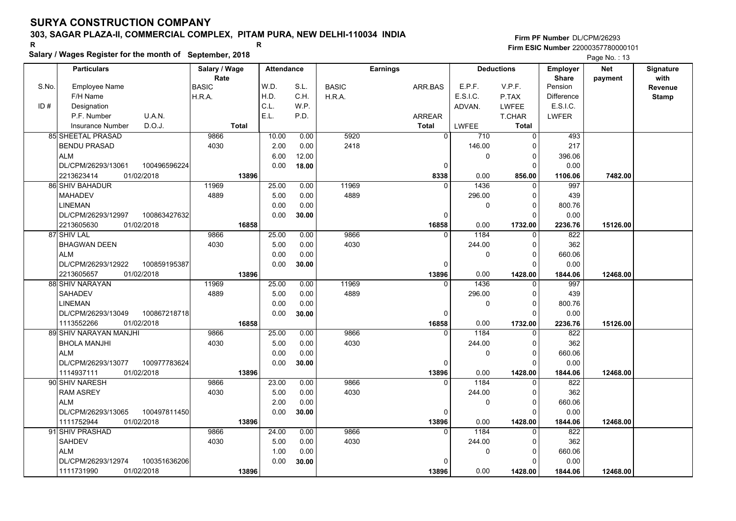# SURYA CONSTRUCTION COMPANY

**303, SAGAR PLAZA-II, COMMERCIAL COMPLEX, PITAM PURA, NEW DELHI-110034 INDIA**

R R

**Salary / Wages Register for the month of September, 2018**

**Firm PF Number** DL/CPM/26293
**Firm ESIC Number** 22000357780000101

Page No. : 13

| S.No. / ID # | Particulars (Employee Name / F/H Name / Designation / P.F. Number U.A.N. / Insurance Number D.O.J.) | Salary / Wage Rate (BASIC / H.R.A. / Total) | Attendance (W.D. / H.D. / C.L. / E.L.) | Attendance (S.L. / C.H. / W.P. / P.D.) | Earnings (BASIC / H.R.A.) | Earnings (ARR.BAS / ARREAR / Total) | Deductions (E.P.F. / E.S.I.C. / ADVAN. / LWFEE) | Deductions (V.P.F. / P.TAX / LWFEE / T.CHAR / Total) | Employer Share (Pension / Difference / E.S.I.C. / LWFER) | Net payment | Signature with Revenue Stamp |
|---|---|---|---|---|---|---|---|---|---|---|---|
| 85 | SHEETAL PRASAD<br>BENDU PRASAD<br>ALM<br>DL/CPM/26293/13061 100496596224<br>2213623414 01/02/2018 | 9866<br>4030<br>13896 | 10.00<br>2.00<br>6.00<br>0.00 | 0.00<br>0.00<br>12.00<br>18.00 | 5920<br>2418 | 0<br>0<br>8338 | 710<br>146.00<br>0<br>0.00 | 0<br>0<br>0<br>0<br>856.00 | 493<br>217<br>396.06<br>0.00<br>1106.06 | 7482.00 | |
| 86 | SHIV BAHADUR<br>MAHADEV<br>LINEMAN<br>DL/CPM/26293/12997 100863427632<br>2213605630 01/02/2018 | 11969<br>4889<br>16858 | 25.00<br>5.00<br>0.00<br>0.00 | 0.00<br>0.00<br>0.00<br>30.00 | 11969<br>4889 | 0<br>0<br>16858 | 1436<br>296.00<br>0<br>0.00 | 0<br>0<br>0<br>0<br>1732.00 | 997<br>439<br>800.76<br>0.00<br>2236.76 | 15126.00 | |
| 87 | SHIV LAL<br>BHAGWAN DEEN<br>ALM<br>DL/CPM/26293/12922 100859195387<br>2213605657 01/02/2018 | 9866<br>4030<br>13896 | 25.00<br>5.00<br>0.00<br>0.00 | 0.00<br>0.00<br>0.00<br>30.00 | 9866<br>4030 | 0<br>0<br>13896 | 1184<br>244.00<br>0<br>0.00 | 0<br>0<br>0<br>0<br>1428.00 | 822<br>362<br>660.06<br>0.00<br>1844.06 | 12468.00 | |
| 88 | SHIV NARAYAN<br>SAHADEV<br>LINEMAN<br>DL/CPM/26293/13049 100867218718<br>1113552266 01/02/2018 | 11969<br>4889<br>16858 | 25.00<br>5.00<br>0.00<br>0.00 | 0.00<br>0.00<br>0.00<br>30.00 | 11969<br>4889 | 0<br>0<br>16858 | 1436<br>296.00<br>0<br>0.00 | 0<br>0<br>0<br>0<br>1732.00 | 997<br>439<br>800.76<br>0.00<br>2236.76 | 15126.00 | |
| 89 | SHIV NARAYAN MANJHI<br>BHOLA MANJHI<br>ALM<br>DL/CPM/26293/13077 100977783624<br>1114937111 01/02/2018 | 9866<br>4030<br>13896 | 25.00<br>5.00<br>0.00<br>0.00 | 0.00<br>0.00<br>0.00<br>30.00 | 9866<br>4030 | 0<br>0<br>13896 | 1184<br>244.00<br>0<br>0.00 | 0<br>0<br>0<br>0<br>1428.00 | 822<br>362<br>660.06<br>0.00<br>1844.06 | 12468.00 | |
| 90 | SHIV NARESH<br>RAM ASREY<br>ALM<br>DL/CPM/26293/13065 100497811450<br>1111752944 01/02/2018 | 9866<br>4030<br>13896 | 23.00<br>5.00<br>2.00<br>0.00 | 0.00<br>0.00<br>0.00<br>30.00 | 9866<br>4030 | 0<br>0<br>13896 | 1184<br>244.00<br>0<br>0.00 | 0<br>0<br>0<br>0<br>1428.00 | 822<br>362<br>660.06<br>0.00<br>1844.06 | 12468.00 | |
| 91 | SHIV PRASHAD<br>SAHDEV<br>ALM<br>DL/CPM/26293/12974 100351636206<br>1111731990 01/02/2018 | 9866<br>4030<br>13896 | 24.00<br>5.00<br>1.00<br>0.00 | 0.00<br>0.00<br>0.00<br>30.00 | 9866<br>4030 | 0<br>0<br>13896 | 1184<br>244.00<br>0<br>0.00 | 0<br>0<br>0<br>0<br>1428.00 | 822<br>362<br>660.06<br>0.00<br>1844.06 | 12468.00 | |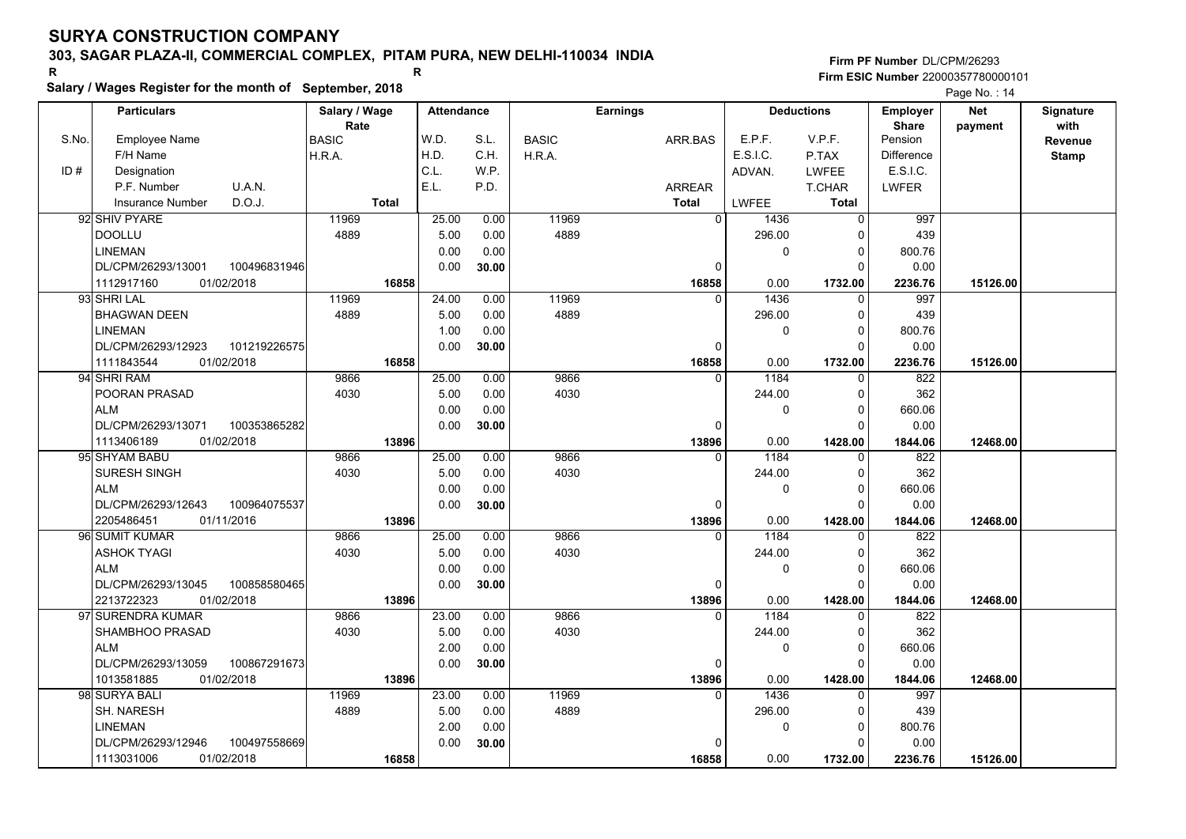# SURYA CONSTRUCTION COMPANY

**303, SAGAR PLAZA-II, COMMERCIAL COMPLEX, PITAM PURA, NEW DELHI-110034 INDIA**

R R

**Salary / Wages Register for the month of September, 2018**

**Firm PF Number** DL/CPM/26293
**Firm ESIC Number** 22000357780000101

| S.No. / ID # | Particulars (Employee Name / F/H Name / Designation / P.F. Number / U.A.N. / Insurance Number / D.O.J.) | Salary / Wage Rate (BASIC / H.R.A. / Total) | Attendance (W.D. / H.D. / C.L. / E.L.) | Attendance (S.L. / C.H. / W.P. / P.D.) | Earnings (BASIC / H.R.A.) | Earnings (ARR.BAS / ARREAR / Total) | Deductions (E.P.F. / E.S.I.C. / ADVAN. / LWFEE) | Deductions (V.P.F. / P.TAX / LWFEE / T.CHAR / Total) | Employer Share (Pension / Difference / E.S.I.C. / LWFER) | Net payment | Signature with Revenue Stamp |
|---|---|---|---|---|---|---|---|---|---|---|---|
| 92 | SHIV PYARE<br>DOOLLU<br>LINEMAN<br>DL/CPM/26293/13001 100496831946<br>1112917160 01/02/2018 | 11969<br>4889<br>16858 | 25.00<br>5.00<br>0.00<br>0.00 | 0.00<br>0.00<br>0.00<br>30.00 | 11969<br>4889 | 0<br>0<br>16858 | 1436<br>296.00<br>0<br>0.00 | 0<br>0<br>0<br>0<br>1732.00 | 997<br>439<br>800.76<br>0.00<br>2236.76 | 15126.00 | |
| 93 | SHRI LAL<br>BHAGWAN DEEN<br>LINEMAN<br>DL/CPM/26293/12923 101219226575<br>1111843544 01/02/2018 | 11969<br>4889<br>16858 | 24.00<br>5.00<br>1.00<br>0.00 | 0.00<br>0.00<br>0.00<br>30.00 | 11969<br>4889 | 0<br>0<br>16858 | 1436<br>296.00<br>0<br>0.00 | 0<br>0<br>0<br>0<br>1732.00 | 997<br>439<br>800.76<br>0.00<br>2236.76 | 15126.00 | |
| 94 | SHRI RAM<br>POORAN PRASAD<br>ALM<br>DL/CPM/26293/13071 100353865282<br>1113406189 01/02/2018 | 9866<br>4030<br>13896 | 25.00<br>5.00<br>0.00<br>0.00 | 0.00<br>0.00<br>0.00<br>30.00 | 9866<br>4030 | 0<br>0<br>13896 | 1184<br>244.00<br>0<br>0.00 | 0<br>0<br>0<br>0<br>1428.00 | 822<br>362<br>660.06<br>0.00<br>1844.06 | 12468.00 | |
| 95 | SHYAM BABU<br>SURESH SINGH<br>ALM<br>DL/CPM/26293/12643 100964075537<br>2205486451 01/11/2016 | 9866<br>4030<br>13896 | 25.00<br>5.00<br>0.00<br>0.00 | 0.00<br>0.00<br>0.00<br>30.00 | 9866<br>4030 | 0<br>0<br>13896 | 1184<br>244.00<br>0<br>0.00 | 0<br>0<br>0<br>0<br>1428.00 | 822<br>362<br>660.06<br>0.00<br>1844.06 | 12468.00 | |
| 96 | SUMIT KUMAR<br>ASHOK TYAGI<br>ALM<br>DL/CPM/26293/13045 100858580465<br>2213722323 01/02/2018 | 9866<br>4030<br>13896 | 25.00<br>5.00<br>0.00<br>0.00 | 0.00<br>0.00<br>0.00<br>30.00 | 9866<br>4030 | 0<br>0<br>13896 | 1184<br>244.00<br>0<br>0.00 | 0<br>0<br>0<br>0<br>1428.00 | 822<br>362<br>660.06<br>0.00<br>1844.06 | 12468.00 | |
| 97 | SURENDRA KUMAR<br>SHAMBHOO PRASAD<br>ALM<br>DL/CPM/26293/13059 100867291673<br>1013581885 01/02/2018 | 9866<br>4030<br>13896 | 23.00<br>5.00<br>2.00<br>0.00 | 0.00<br>0.00<br>0.00<br>30.00 | 9866<br>4030 | 0<br>0<br>13896 | 1184<br>244.00<br>0<br>0.00 | 0<br>0<br>0<br>0<br>1428.00 | 822<br>362<br>660.06<br>0.00<br>1844.06 | 12468.00 | |
| 98 | SURYA BALI<br>SH. NARESH<br>LINEMAN<br>DL/CPM/26293/12946 100497558669<br>1113031006 01/02/2018 | 11969<br>4889<br>16858 | 23.00<br>5.00<br>2.00<br>0.00 | 0.00<br>0.00<br>0.00<br>30.00 | 11969<br>4889 | 0<br>0<br>16858 | 1436<br>296.00<br>0<br>0.00 | 0<br>0<br>0<br>0<br>1732.00 | 997<br>439<br>800.76<br>0.00<br>2236.76 | 15126.00 | |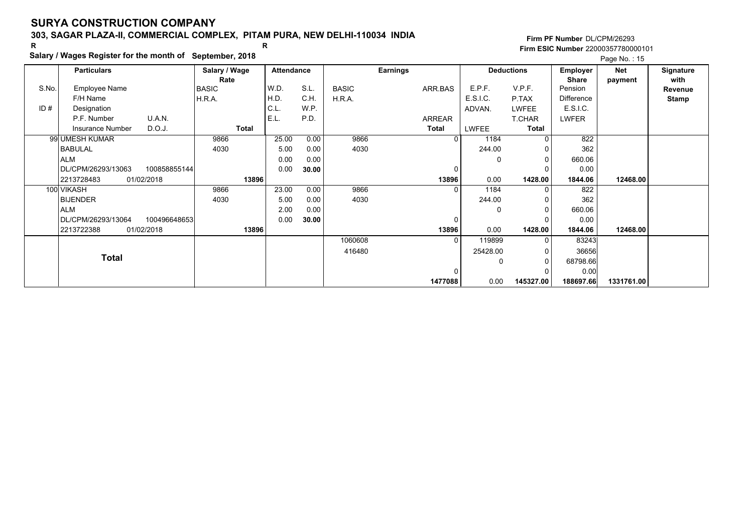# SURYA CONSTRUCTION COMPANY

**303, SAGAR PLAZA-II, COMMERCIAL COMPLEX, PITAM PURA, NEW DELHI-110034 INDIA**

R R

**Salary / Wages Register for the month of September, 2018**

Firm PF Number DL/CPM/26293
Firm ESIC Number 22000357780000101

| S.No. / ID # | Particulars | | Salary / Wage Rate | | Attendance | | Earnings | | Deductions | | Employer Share | Net payment | Signature with Revenue Stamp |
|---|---|---|---|---|---|---|---|---|---|---|---|---|---|
| S.No. | Employee Name | | BASIC | | W.D. | S.L. | BASIC | ARR.BAS | E.P.F. | V.P.F. | Pension | | |
| | F/H Name | | H.R.A. | | H.D. | C.H. | H.R.A. | | E.S.I.C. | P.TAX | Difference | | |
| ID # | Designation | | | | C.L. | W.P. | | | ADVAN. | LWFEE | E.S.I.C. | | |
| | P.F. Number | U.A.N. | | | E.L. | P.D. | | ARREAR | | T.CHAR | LWFER | | |
| | Insurance Number | D.O.J. | | Total | | | | Total | LWFEE | Total | | | |
| 99 | UMESH KUMAR | | 9866 | | 25.00 | 0.00 | 9866 | 0 | 1184 | 0 | 822 | | |
| | BABULAL | | 4030 | | 5.00 | 0.00 | 4030 | | 244.00 | 0 | 362 | | |
| | ALM | | | | 0.00 | 0.00 | | | 0 | 0 | 660.06 | | |
| | DL/CPM/26293/13063 | 100858855144 | | | 0.00 | **30.00** | | 0 | | 0 | 0.00 | | |
| | 2213728483 | 01/02/2018 | | **13896** | | | | **13896** | 0.00 | **1428.00** | **1844.06** | **12468.00** | |
| 100 | VIKASH | | 9866 | | 23.00 | 0.00 | 9866 | 0 | 1184 | 0 | 822 | | |
| | BIJENDER | | 4030 | | 5.00 | 0.00 | 4030 | | 244.00 | 0 | 362 | | |
| | ALM | | | | 2.00 | 0.00 | | | 0 | 0 | 660.06 | | |
| | DL/CPM/26293/13064 | 100496648653 | | | 0.00 | **30.00** | | 0 | | 0 | 0.00 | | |
| | 2213722388 | 01/02/2018 | | **13896** | | | | **13896** | 0.00 | **1428.00** | **1844.06** | **12468.00** | |
| | **Total** | | | | | | 1060608 | 0 | 119899 | 0 | 83243 | | |
| | | | | | | | 416480 | | 25428.00 | 0 | 36656 | | |
| | | | | | | | | | 0 | 0 | 68798.66 | | |
| | | | | | | | | 0 | | 0 | 0.00 | | |
| | | | | | | | | **1477088** | 0.00 | **145327.00** | **188697.66** | **1331761.00** | |